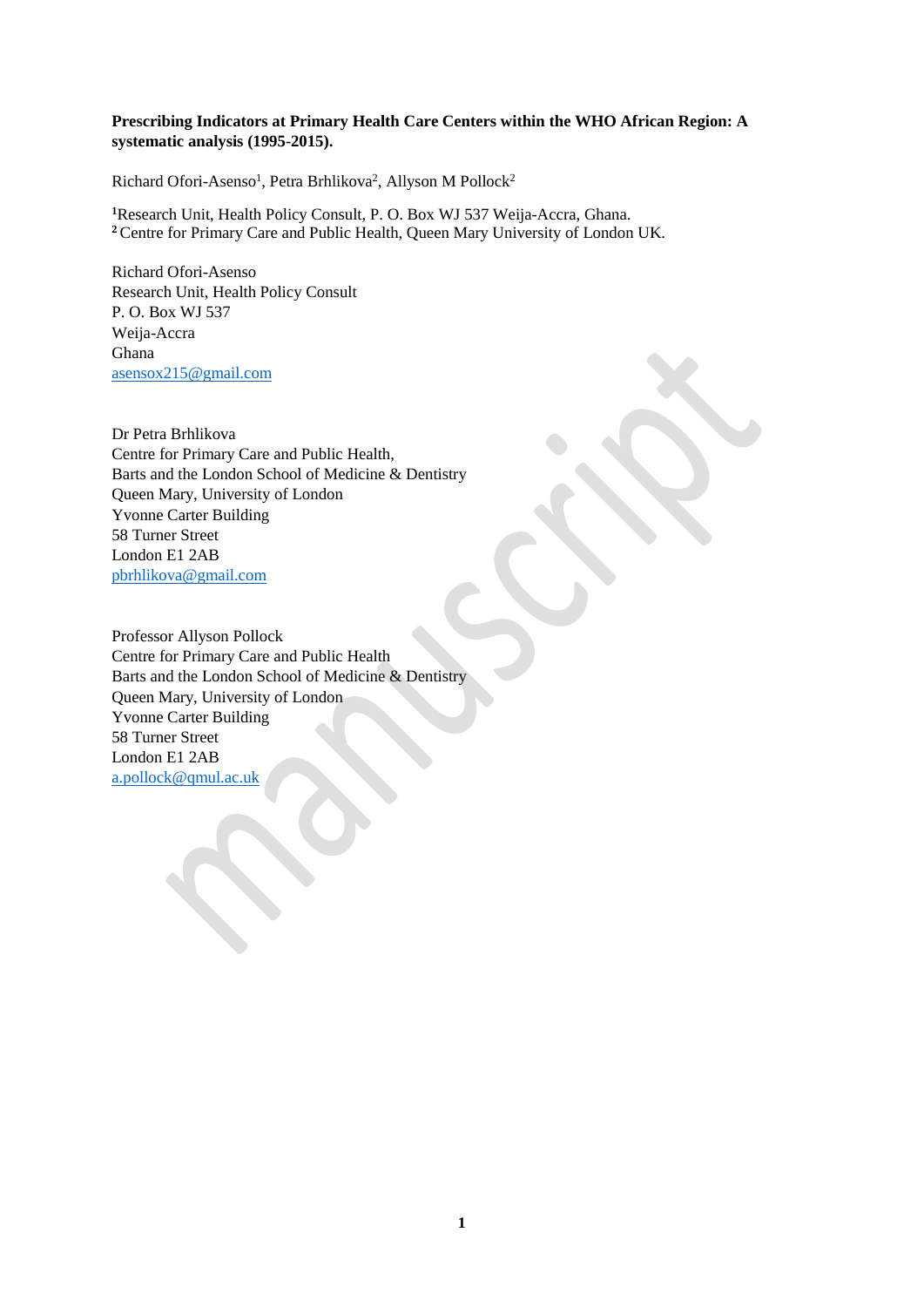**Prescribing Indicators at Primary Health Care Centers within the WHO African Region: A systematic analysis (1995-2015).**

Richard Ofori-Asenso[1], Petra Brhlikova[2], Allyson M Pollock[2]

[1]Research Unit, Health Policy Consult, P. O. Box WJ 537 Weija-Accra, Ghana.
[2] Centre for Primary Care and Public Health, Queen Mary University of London UK.

Richard Ofori-Asenso
Research Unit, Health Policy Consult
P. O. Box WJ 537
Weija-Accra
Ghana
asensox215@gmail.com

Dr Petra Brhlikova
Centre for Primary Care and Public Health,
Barts and the London School of Medicine & Dentistry
Queen Mary, University of London
Yvonne Carter Building
58 Turner Street
London E1 2AB
pbrhlikova@gmail.com

Professor Allyson Pollock
Centre for Primary Care and Public Health
Barts and the London School of Medicine & Dentistry
Queen Mary, University of London
Yvonne Carter Building
58 Turner Street
London E1 2AB
a.pollock@qmul.ac.uk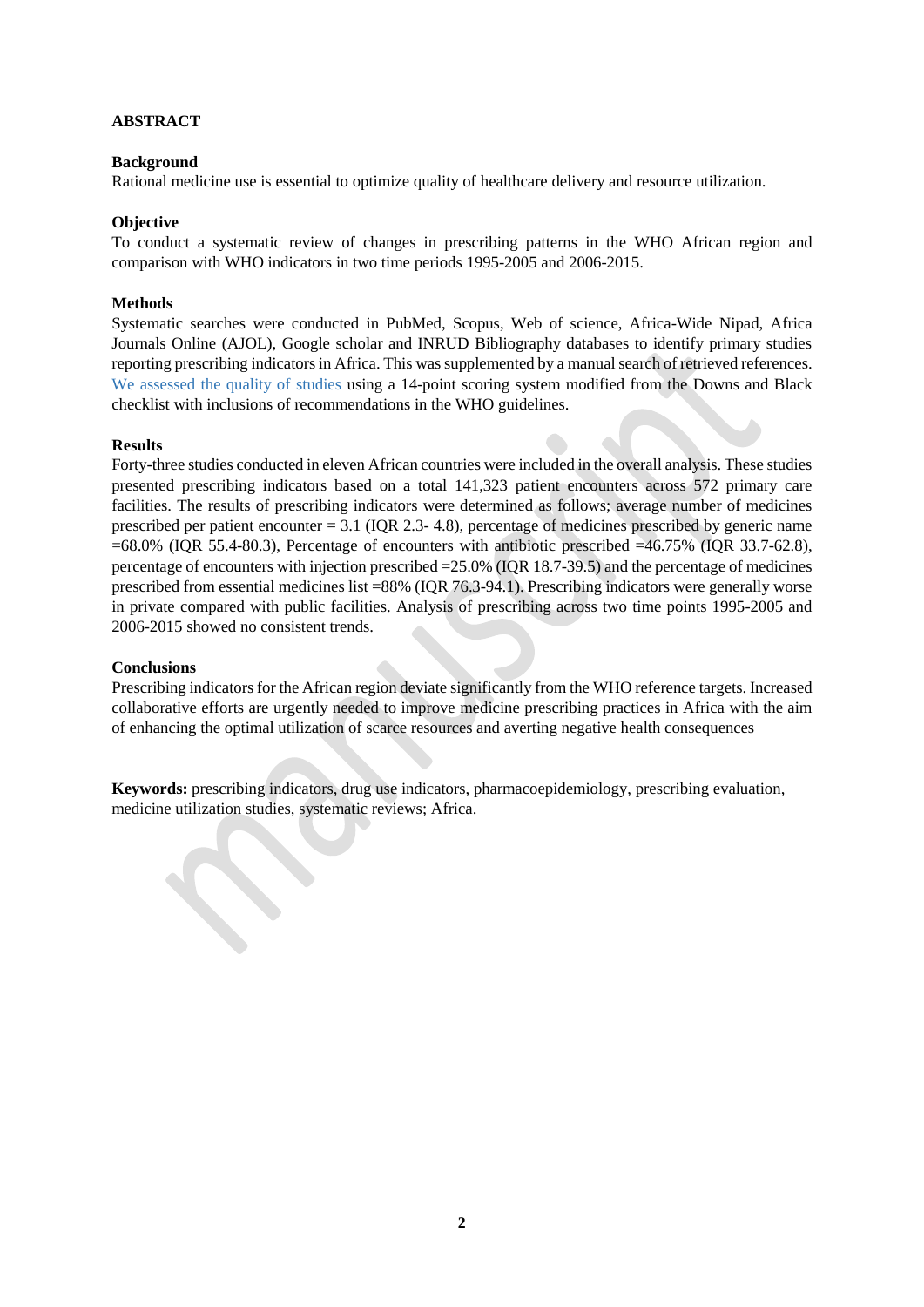## ABSTRACT

### Background

Rational medicine use is essential to optimize quality of healthcare delivery and resource utilization.

### Objective

To conduct a systematic review of changes in prescribing patterns in the WHO African region and comparison with WHO indicators in two time periods 1995-2005 and 2006-2015.

### Methods

Systematic searches were conducted in PubMed, Scopus, Web of science, Africa-Wide Nipad, Africa Journals Online (AJOL), Google scholar and INRUD Bibliography databases to identify primary studies reporting prescribing indicators in Africa. This was supplemented by a manual search of retrieved references. We assessed the quality of studies using a 14-point scoring system modified from the Downs and Black checklist with inclusions of recommendations in the WHO guidelines.

### Results

Forty-three studies conducted in eleven African countries were included in the overall analysis. These studies presented prescribing indicators based on a total 141,323 patient encounters across 572 primary care facilities. The results of prescribing indicators were determined as follows; average number of medicines prescribed per patient encounter = 3.1 (IQR 2.3- 4.8), percentage of medicines prescribed by generic name =68.0% (IQR 55.4-80.3), Percentage of encounters with antibiotic prescribed =46.75% (IQR 33.7-62.8), percentage of encounters with injection prescribed =25.0% (IQR 18.7-39.5) and the percentage of medicines prescribed from essential medicines list =88% (IQR 76.3-94.1). Prescribing indicators were generally worse in private compared with public facilities. Analysis of prescribing across two time points 1995-2005 and 2006-2015 showed no consistent trends.

### Conclusions

Prescribing indicators for the African region deviate significantly from the WHO reference targets. Increased collaborative efforts are urgently needed to improve medicine prescribing practices in Africa with the aim of enhancing the optimal utilization of scarce resources and averting negative health consequences

**Keywords:** prescribing indicators, drug use indicators, pharmacoepidemiology, prescribing evaluation, medicine utilization studies, systematic reviews; Africa.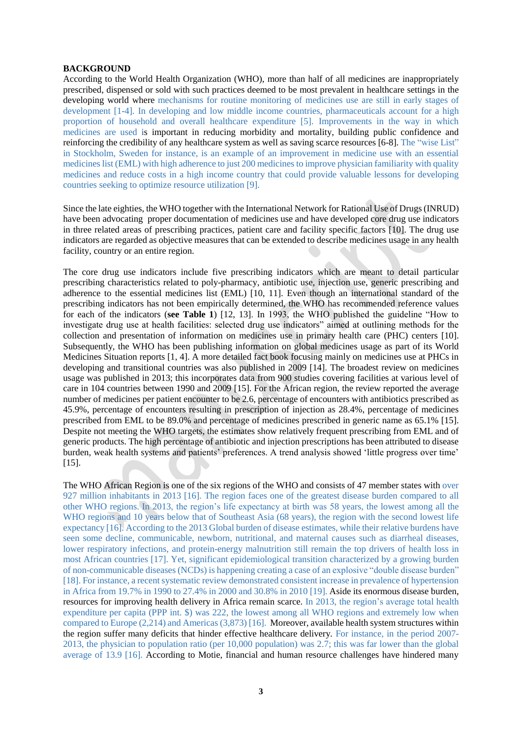## BACKGROUND

According to the World Health Organization (WHO), more than half of all medicines are inappropriately prescribed, dispensed or sold with such practices deemed to be most prevalent in healthcare settings in the developing world where mechanisms for routine monitoring of medicines use are still in early stages of development [1-4]. In developing and low middle income countries, pharmaceuticals account for a high proportion of household and overall healthcare expenditure [5]. Improvements in the way in which medicines are used is important in reducing morbidity and mortality, building public confidence and reinforcing the credibility of any healthcare system as well as saving scarce resources [6-8]. The "wise List" in Stockholm, Sweden for instance, is an example of an improvement in medicine use with an essential medicines list (EML) with high adherence to just 200 medicines to improve physician familiarity with quality medicines and reduce costs in a high income country that could provide valuable lessons for developing countries seeking to optimize resource utilization [9].

Since the late eighties, the WHO together with the International Network for Rational Use of Drugs (INRUD) have been advocating proper documentation of medicines use and have developed core drug use indicators in three related areas of prescribing practices, patient care and facility specific factors [10]. The drug use indicators are regarded as objective measures that can be extended to describe medicines usage in any health facility, country or an entire region.

The core drug use indicators include five prescribing indicators which are meant to detail particular prescribing characteristics related to poly-pharmacy, antibiotic use, injection use, generic prescribing and adherence to the essential medicines list (EML) [10, 11]. Even though an international standard of the prescribing indicators has not been empirically determined, the WHO has recommended reference values for each of the indicators (**see Table 1**) [12, 13]. In 1993, the WHO published the guideline "How to investigate drug use at health facilities: selected drug use indicators" aimed at outlining methods for the collection and presentation of information on medicines use in primary health care (PHC) centers [10]. Subsequently, the WHO has been publishing information on global medicines usage as part of its World Medicines Situation reports [1, 4]. A more detailed fact book focusing mainly on medicines use at PHCs in developing and transitional countries was also published in 2009 [14]. The broadest review on medicines usage was published in 2013; this incorporates data from 900 studies covering facilities at various level of care in 104 countries between 1990 and 2009 [15]. For the African region, the review reported the average number of medicines per patient encounter to be 2.6, percentage of encounters with antibiotics prescribed as 45.9%, percentage of encounters resulting in prescription of injection as 28.4%, percentage of medicines prescribed from EML to be 89.0% and percentage of medicines prescribed in generic name as 65.1% [15]. Despite not meeting the WHO targets, the estimates show relatively frequent prescribing from EML and of generic products. The high percentage of antibiotic and injection prescriptions has been attributed to disease burden, weak health systems and patients' preferences. A trend analysis showed 'little progress over time' [15].

The WHO African Region is one of the six regions of the WHO and consists of 47 member states with over 927 million inhabitants in 2013 [16]. The region faces one of the greatest disease burden compared to all other WHO regions. In 2013, the region's life expectancy at birth was 58 years, the lowest among all the WHO regions and 10 years below that of Southeast Asia (68 years), the region with the second lowest life expectancy [16]. According to the 2013 Global burden of disease estimates, while their relative burdens have seen some decline, communicable, newborn, nutritional, and maternal causes such as diarrheal diseases, lower respiratory infections, and protein-energy malnutrition still remain the top drivers of health loss in most African countries [17]. Yet, significant epidemiological transition characterized by a growing burden of non-communicable diseases (NCDs) is happening creating a case of an explosive "double disease burden" [18]. For instance, a recent systematic review demonstrated consistent increase in prevalence of hypertension in Africa from 19.7% in 1990 to 27.4% in 2000 and 30.8% in 2010 [19]. Aside its enormous disease burden, resources for improving health delivery in Africa remain scarce. In 2013, the region's average total health expenditure per capita (PPP int. $) was 222, the lowest among all WHO regions and extremely low when compared to Europe (2,214) and Americas (3,873) [16]. Moreover, available health system structures within the region suffer many deficits that hinder effective healthcare delivery. For instance, in the period 2007-2013, the physician to population ratio (per 10,000 population) was 2.7; this was far lower than the global average of 13.9 [16]. According to Motie, financial and human resource challenges have hindered many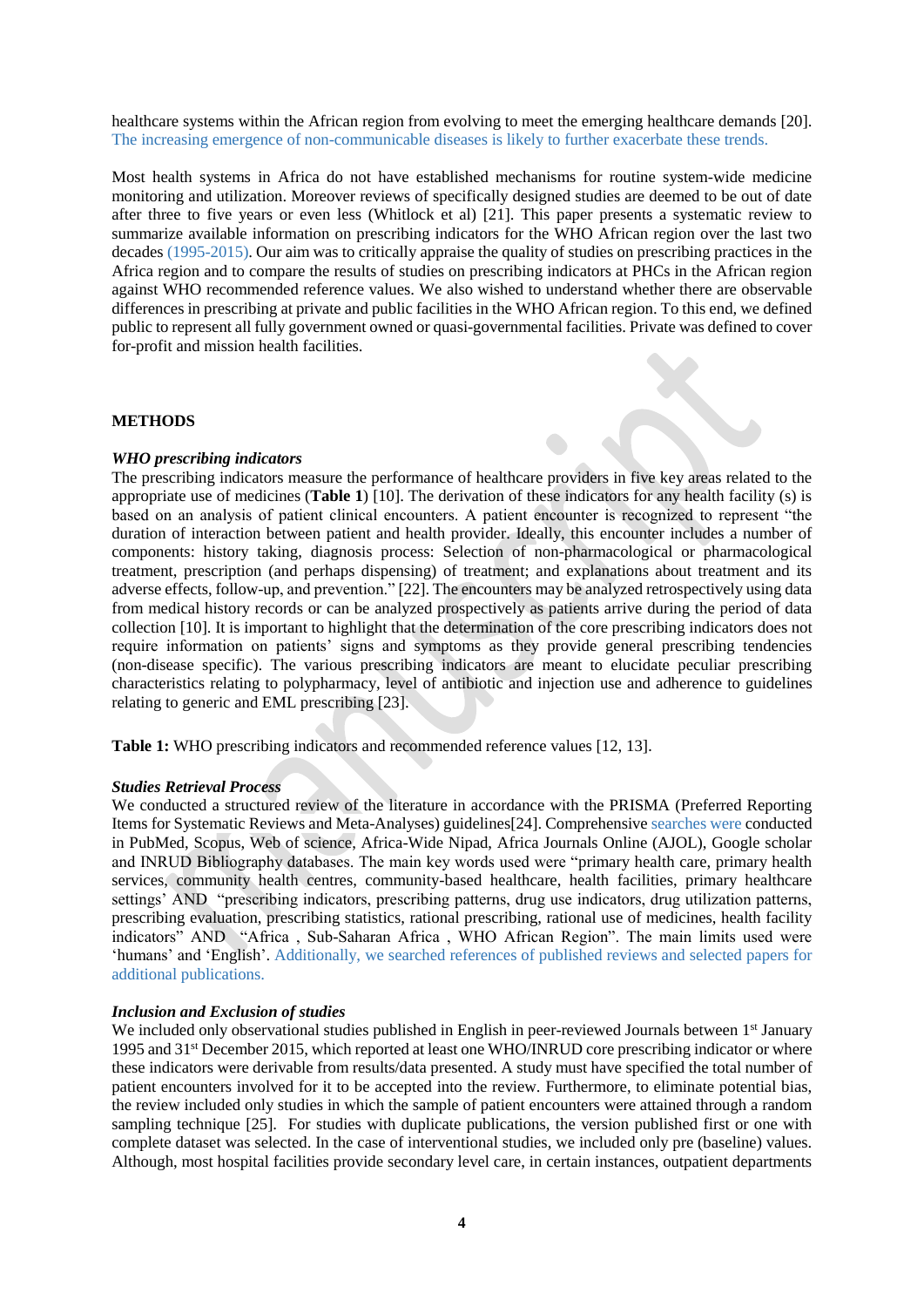healthcare systems within the African region from evolving to meet the emerging healthcare demands [20]. The increasing emergence of non-communicable diseases is likely to further exacerbate these trends.

Most health systems in Africa do not have established mechanisms for routine system-wide medicine monitoring and utilization. Moreover reviews of specifically designed studies are deemed to be out of date after three to five years or even less (Whitlock et al) [21]. This paper presents a systematic review to summarize available information on prescribing indicators for the WHO African region over the last two decades (1995-2015). Our aim was to critically appraise the quality of studies on prescribing practices in the Africa region and to compare the results of studies on prescribing indicators at PHCs in the African region against WHO recommended reference values. We also wished to understand whether there are observable differences in prescribing at private and public facilities in the WHO African region. To this end, we defined public to represent all fully government owned or quasi-governmental facilities. Private was defined to cover for-profit and mission health facilities.

## METHODS

### *WHO prescribing indicators*

The prescribing indicators measure the performance of healthcare providers in five key areas related to the appropriate use of medicines (**Table 1**) [10]. The derivation of these indicators for any health facility (s) is based on an analysis of patient clinical encounters. A patient encounter is recognized to represent "the duration of interaction between patient and health provider. Ideally, this encounter includes a number of components: history taking, diagnosis process: Selection of non-pharmacological or pharmacological treatment, prescription (and perhaps dispensing) of treatment; and explanations about treatment and its adverse effects, follow-up, and prevention." [22]. The encounters may be analyzed retrospectively using data from medical history records or can be analyzed prospectively as patients arrive during the period of data collection [10]. It is important to highlight that the determination of the core prescribing indicators does not require information on patients' signs and symptoms as they provide general prescribing tendencies (non-disease specific). The various prescribing indicators are meant to elucidate peculiar prescribing characteristics relating to polypharmacy, level of antibiotic and injection use and adherence to guidelines relating to generic and EML prescribing [23].

**Table 1:** WHO prescribing indicators and recommended reference values [12, 13].

### *Studies Retrieval Process*

We conducted a structured review of the literature in accordance with the PRISMA (Preferred Reporting Items for Systematic Reviews and Meta-Analyses) guidelines[24]. Comprehensive searches were conducted in PubMed, Scopus, Web of science, Africa-Wide Nipad, Africa Journals Online (AJOL), Google scholar and INRUD Bibliography databases. The main key words used were "primary health care, primary health services, community health centres, community-based healthcare, health facilities, primary healthcare settings' AND "prescribing indicators, prescribing patterns, drug use indicators, drug utilization patterns, prescribing evaluation, prescribing statistics, rational prescribing, rational use of medicines, health facility indicators" AND "Africa , Sub-Saharan Africa , WHO African Region". The main limits used were 'humans' and 'English'. Additionally, we searched references of published reviews and selected papers for additional publications.

### *Inclusion and Exclusion of studies*

We included only observational studies published in English in peer-reviewed Journals between 1st January 1995 and 31st December 2015, which reported at least one WHO/INRUD core prescribing indicator or where these indicators were derivable from results/data presented. A study must have specified the total number of patient encounters involved for it to be accepted into the review. Furthermore, to eliminate potential bias, the review included only studies in which the sample of patient encounters were attained through a random sampling technique [25]. For studies with duplicate publications, the version published first or one with complete dataset was selected. In the case of interventional studies, we included only pre (baseline) values. Although, most hospital facilities provide secondary level care, in certain instances, outpatient departments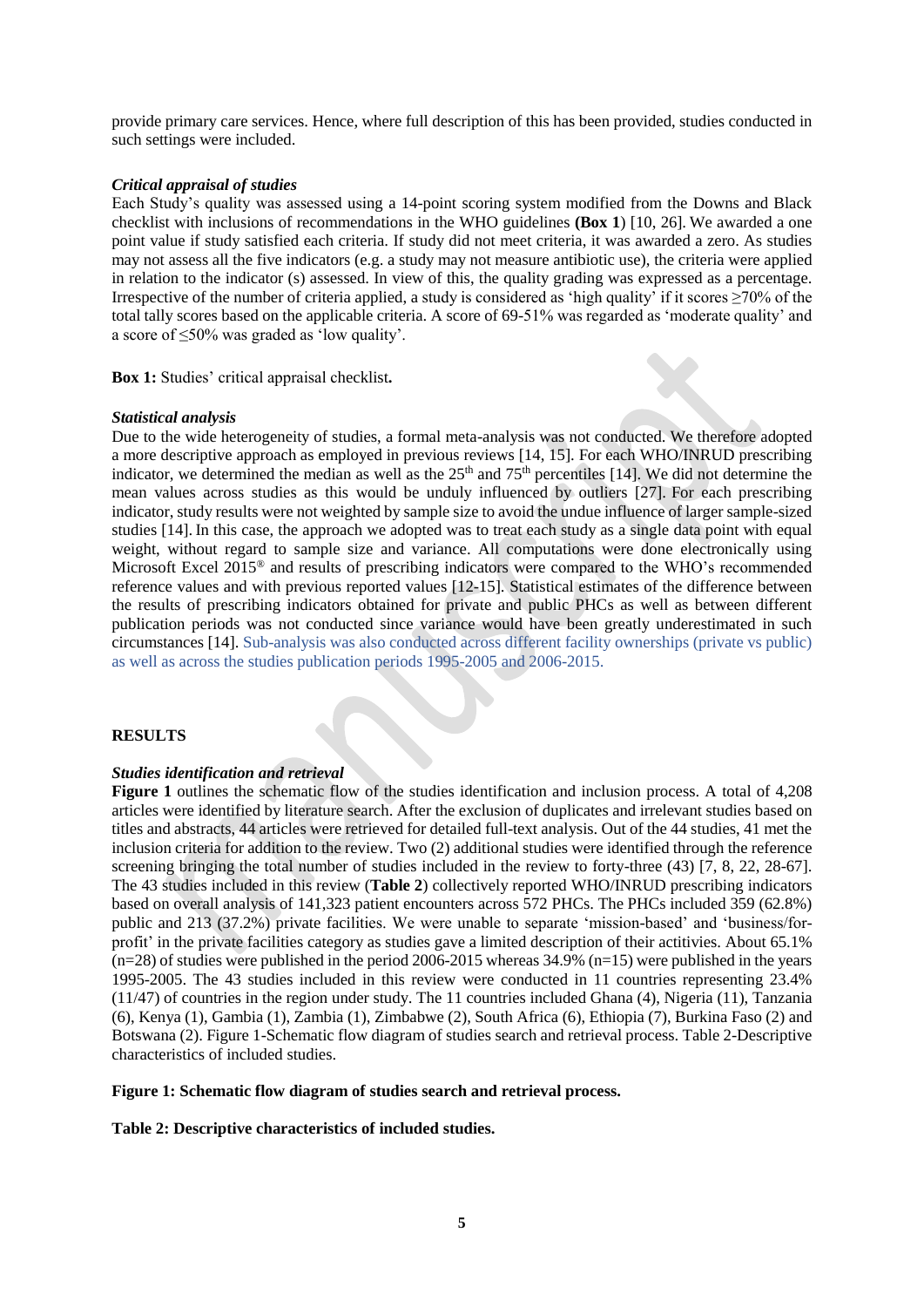provide primary care services. Hence, where full description of this has been provided, studies conducted in such settings were included.

***Critical appraisal of studies***

Each Study's quality was assessed using a 14-point scoring system modified from the Downs and Black checklist with inclusions of recommendations in the WHO guidelines **(Box 1**) [10, 26]. We awarded a one point value if study satisfied each criteria. If study did not meet criteria, it was awarded a zero. As studies may not assess all the five indicators (e.g. a study may not measure antibiotic use), the criteria were applied in relation to the indicator (s) assessed. In view of this, the quality grading was expressed as a percentage. Irrespective of the number of criteria applied, a study is considered as 'high quality' if it scores ≥70% of the total tally scores based on the applicable criteria. A score of 69-51% was regarded as 'moderate quality' and a score of ≤50% was graded as 'low quality'.

**Box 1:** Studies' critical appraisal checklist**.**

***Statistical analysis***

Due to the wide heterogeneity of studies, a formal meta-analysis was not conducted. We therefore adopted a more descriptive approach as employed in previous reviews [14, 15]. For each WHO/INRUD prescribing indicator, we determined the median as well as the 25th and 75th percentiles [14]. We did not determine the mean values across studies as this would be unduly influenced by outliers [27]. For each prescribing indicator, study results were not weighted by sample size to avoid the undue influence of larger sample-sized studies [14]. In this case, the approach we adopted was to treat each study as a single data point with equal weight, without regard to sample size and variance. All computations were done electronically using Microsoft Excel 2015® and results of prescribing indicators were compared to the WHO's recommended reference values and with previous reported values [12-15]. Statistical estimates of the difference between the results of prescribing indicators obtained for private and public PHCs as well as between different publication periods was not conducted since variance would have been greatly underestimated in such circumstances [14]. Sub-analysis was also conducted across different facility ownerships (private vs public) as well as across the studies publication periods 1995-2005 and 2006-2015.

## RESULTS

***Studies identification and retrieval***

**Figure 1** outlines the schematic flow of the studies identification and inclusion process. A total of 4,208 articles were identified by literature search. After the exclusion of duplicates and irrelevant studies based on titles and abstracts, 44 articles were retrieved for detailed full-text analysis. Out of the 44 studies, 41 met the inclusion criteria for addition to the review. Two (2) additional studies were identified through the reference screening bringing the total number of studies included in the review to forty-three (43) [7, 8, 22, 28-67]. The 43 studies included in this review (**Table 2**) collectively reported WHO/INRUD prescribing indicators based on overall analysis of 141,323 patient encounters across 572 PHCs. The PHCs included 359 (62.8%) public and 213 (37.2%) private facilities. We were unable to separate 'mission-based' and 'business/for-profit' in the private facilities category as studies gave a limited description of their actitivies. About 65.1% (n=28) of studies were published in the period 2006-2015 whereas 34.9% (n=15) were published in the years 1995-2005. The 43 studies included in this review were conducted in 11 countries representing 23.4% (11/47) of countries in the region under study. The 11 countries included Ghana (4), Nigeria (11), Tanzania (6), Kenya (1), Gambia (1), Zambia (1), Zimbabwe (2), South Africa (6), Ethiopia (7), Burkina Faso (2) and Botswana (2). Figure 1-Schematic flow diagram of studies search and retrieval process. Table 2-Descriptive characteristics of included studies.

**Figure 1: Schematic flow diagram of studies search and retrieval process.**

**Table 2: Descriptive characteristics of included studies.**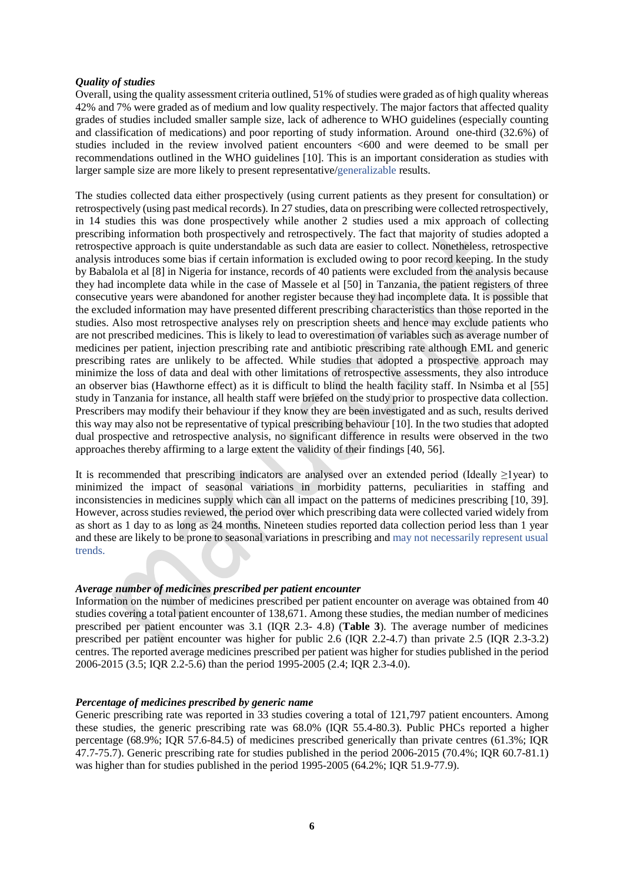### *Quality of studies*

Overall, using the quality assessment criteria outlined, 51% of studies were graded as of high quality whereas 42% and 7% were graded as of medium and low quality respectively. The major factors that affected quality grades of studies included smaller sample size, lack of adherence to WHO guidelines (especially counting and classification of medications) and poor reporting of study information. Around one-third (32.6%) of studies included in the review involved patient encounters <600 and were deemed to be small per recommendations outlined in the WHO guidelines [10]. This is an important consideration as studies with larger sample size are more likely to present representative/generalizable results.

The studies collected data either prospectively (using current patients as they present for consultation) or retrospectively (using past medical records). In 27 studies, data on prescribing were collected retrospectively, in 14 studies this was done prospectively while another 2 studies used a mix approach of collecting prescribing information both prospectively and retrospectively. The fact that majority of studies adopted a retrospective approach is quite understandable as such data are easier to collect. Nonetheless, retrospective analysis introduces some bias if certain information is excluded owing to poor record keeping. In the study by Babalola et al [8] in Nigeria for instance, records of 40 patients were excluded from the analysis because they had incomplete data while in the case of Massele et al [50] in Tanzania, the patient registers of three consecutive years were abandoned for another register because they had incomplete data. It is possible that the excluded information may have presented different prescribing characteristics than those reported in the studies. Also most retrospective analyses rely on prescription sheets and hence may exclude patients who are not prescribed medicines. This is likely to lead to overestimation of variables such as average number of medicines per patient, injection prescribing rate and antibiotic prescribing rate although EML and generic prescribing rates are unlikely to be affected. While studies that adopted a prospective approach may minimize the loss of data and deal with other limitations of retrospective assessments, they also introduce an observer bias (Hawthorne effect) as it is difficult to blind the health facility staff. In Nsimba et al [55] study in Tanzania for instance, all health staff were briefed on the study prior to prospective data collection. Prescribers may modify their behaviour if they know they are been investigated and as such, results derived this way may also not be representative of typical prescribing behaviour [10]. In the two studies that adopted dual prospective and retrospective analysis, no significant difference in results were observed in the two approaches thereby affirming to a large extent the validity of their findings [40, 56].

It is recommended that prescribing indicators are analysed over an extended period (Ideally ≥1year) to minimized the impact of seasonal variations in morbidity patterns, peculiarities in staffing and inconsistencies in medicines supply which can all impact on the patterns of medicines prescribing [10, 39]. However, across studies reviewed, the period over which prescribing data were collected varied widely from as short as 1 day to as long as 24 months. Nineteen studies reported data collection period less than 1 year and these are likely to be prone to seasonal variations in prescribing and may not necessarily represent usual trends.

### *Average number of medicines prescribed per patient encounter*

Information on the number of medicines prescribed per patient encounter on average was obtained from 40 studies covering a total patient encounter of 138,671. Among these studies, the median number of medicines prescribed per patient encounter was 3.1 (IQR 2.3- 4.8) (**Table 3**). The average number of medicines prescribed per patient encounter was higher for public 2.6 (IQR 2.2-4.7) than private 2.5 (IQR 2.3-3.2) centres. The reported average medicines prescribed per patient was higher for studies published in the period 2006-2015 (3.5; IQR 2.2-5.6) than the period 1995-2005 (2.4; IQR 2.3-4.0).

### *Percentage of medicines prescribed by generic name*

Generic prescribing rate was reported in 33 studies covering a total of 121,797 patient encounters. Among these studies, the generic prescribing rate was 68.0% (IQR 55.4-80.3). Public PHCs reported a higher percentage (68.9%; IQR 57.6-84.5) of medicines prescribed generically than private centres (61.3%; IQR 47.7-75.7). Generic prescribing rate for studies published in the period 2006-2015 (70.4%; IQR 60.7-81.1) was higher than for studies published in the period 1995-2005 (64.2%; IQR 51.9-77.9).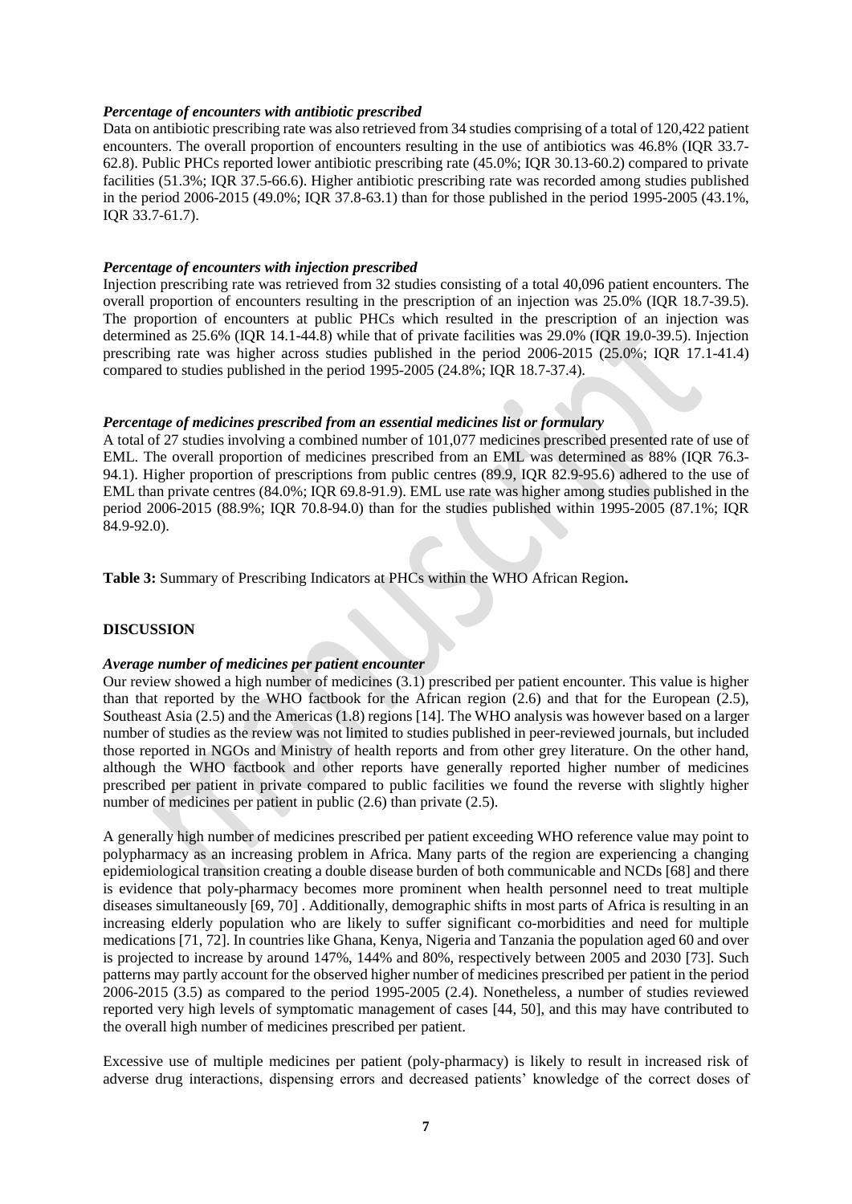### *Percentage of encounters with antibiotic prescribed*

Data on antibiotic prescribing rate was also retrieved from 34 studies comprising of a total of 120,422 patient encounters. The overall proportion of encounters resulting in the use of antibiotics was 46.8% (IQR 33.7-62.8). Public PHCs reported lower antibiotic prescribing rate (45.0%; IQR 30.13-60.2) compared to private facilities (51.3%; IQR 37.5-66.6). Higher antibiotic prescribing rate was recorded among studies published in the period 2006-2015 (49.0%; IQR 37.8-63.1) than for those published in the period 1995-2005 (43.1%, IQR 33.7-61.7).

### *Percentage of encounters with injection prescribed*

Injection prescribing rate was retrieved from 32 studies consisting of a total 40,096 patient encounters. The overall proportion of encounters resulting in the prescription of an injection was 25.0% (IQR 18.7-39.5). The proportion of encounters at public PHCs which resulted in the prescription of an injection was determined as 25.6% (IQR 14.1-44.8) while that of private facilities was 29.0% (IQR 19.0-39.5). Injection prescribing rate was higher across studies published in the period 2006-2015 (25.0%; IQR 17.1-41.4) compared to studies published in the period 1995-2005 (24.8%; IQR 18.7-37.4).

### *Percentage of medicines prescribed from an essential medicines list or formulary*

A total of 27 studies involving a combined number of 101,077 medicines prescribed presented rate of use of EML. The overall proportion of medicines prescribed from an EML was determined as 88% (IQR 76.3-94.1). Higher proportion of prescriptions from public centres (89.9, IQR 82.9-95.6) adhered to the use of EML than private centres (84.0%; IQR 69.8-91.9). EML use rate was higher among studies published in the period 2006-2015 (88.9%; IQR 70.8-94.0) than for the studies published within 1995-2005 (87.1%; IQR 84.9-92.0).

**Table 3:** Summary of Prescribing Indicators at PHCs within the WHO African Region**.**

## DISCUSSION

### *Average number of medicines per patient encounter*

Our review showed a high number of medicines (3.1) prescribed per patient encounter. This value is higher than that reported by the WHO factbook for the African region (2.6) and that for the European (2.5), Southeast Asia (2.5) and the Americas (1.8) regions [14]. The WHO analysis was however based on a larger number of studies as the review was not limited to studies published in peer-reviewed journals, but included those reported in NGOs and Ministry of health reports and from other grey literature. On the other hand, although the WHO factbook and other reports have generally reported higher number of medicines prescribed per patient in private compared to public facilities we found the reverse with slightly higher number of medicines per patient in public (2.6) than private (2.5).

A generally high number of medicines prescribed per patient exceeding WHO reference value may point to polypharmacy as an increasing problem in Africa. Many parts of the region are experiencing a changing epidemiological transition creating a double disease burden of both communicable and NCDs [68] and there is evidence that poly-pharmacy becomes more prominent when health personnel need to treat multiple diseases simultaneously [69, 70] . Additionally, demographic shifts in most parts of Africa is resulting in an increasing elderly population who are likely to suffer significant co-morbidities and need for multiple medications [71, 72]. In countries like Ghana, Kenya, Nigeria and Tanzania the population aged 60 and over is projected to increase by around 147%, 144% and 80%, respectively between 2005 and 2030 [73]. Such patterns may partly account for the observed higher number of medicines prescribed per patient in the period 2006-2015 (3.5) as compared to the period 1995-2005 (2.4). Nonetheless, a number of studies reviewed reported very high levels of symptomatic management of cases [44, 50], and this may have contributed to the overall high number of medicines prescribed per patient.

Excessive use of multiple medicines per patient (poly-pharmacy) is likely to result in increased risk of adverse drug interactions, dispensing errors and decreased patients' knowledge of the correct doses of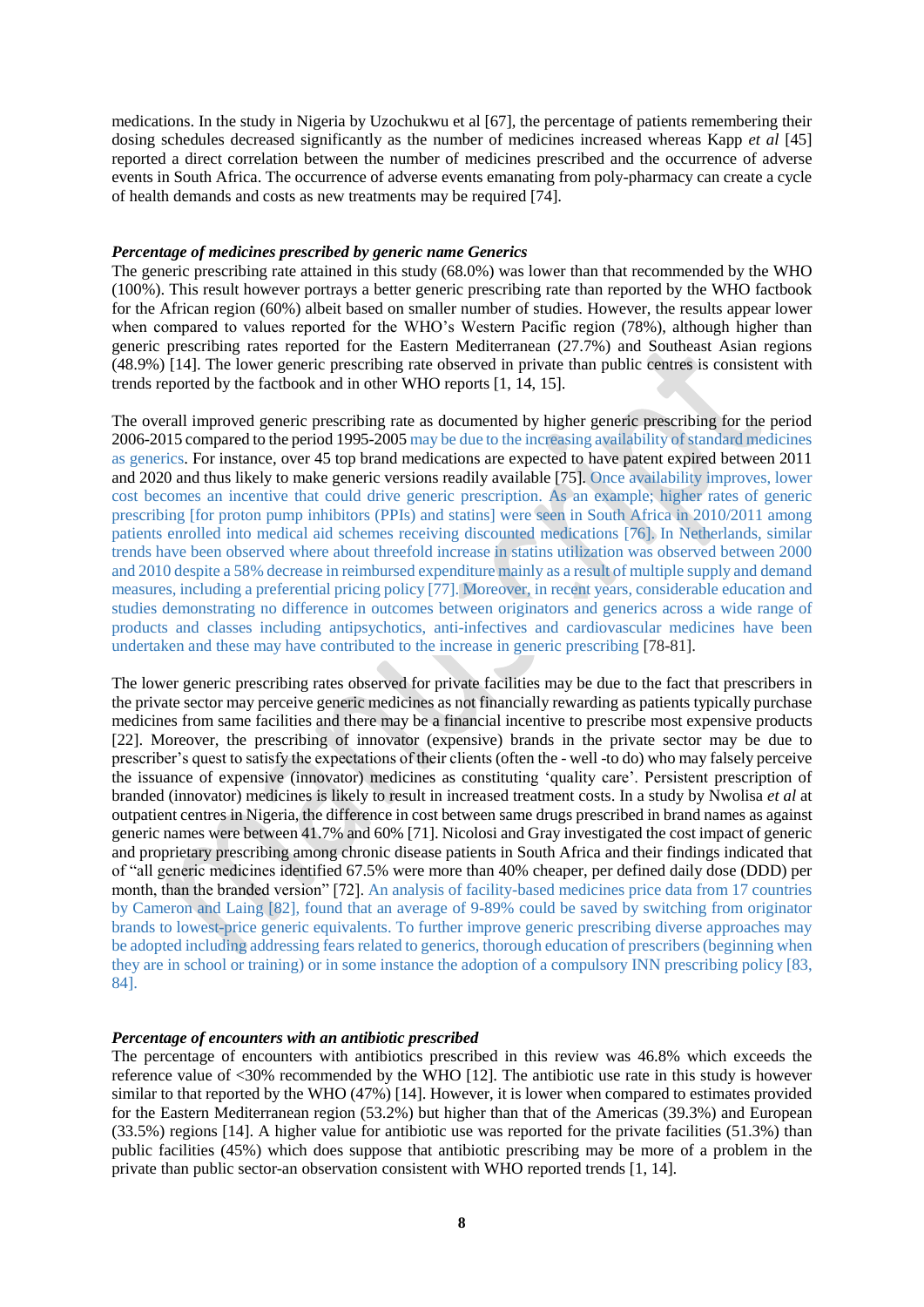medications. In the study in Nigeria by Uzochukwu et al [67], the percentage of patients remembering their dosing schedules decreased significantly as the number of medicines increased whereas Kapp *et al* [45] reported a direct correlation between the number of medicines prescribed and the occurrence of adverse events in South Africa. The occurrence of adverse events emanating from poly-pharmacy can create a cycle of health demands and costs as new treatments may be required [74].

***Percentage of medicines prescribed by generic name Generics***

The generic prescribing rate attained in this study (68.0%) was lower than that recommended by the WHO (100%). This result however portrays a better generic prescribing rate than reported by the WHO factbook for the African region (60%) albeit based on smaller number of studies. However, the results appear lower when compared to values reported for the WHO's Western Pacific region (78%), although higher than generic prescribing rates reported for the Eastern Mediterranean (27.7%) and Southeast Asian regions (48.9%) [14]. The lower generic prescribing rate observed in private than public centres is consistent with trends reported by the factbook and in other WHO reports [1, 14, 15].

The overall improved generic prescribing rate as documented by higher generic prescribing for the period 2006-2015 compared to the period 1995-2005 may be due to the increasing availability of standard medicines as generics. For instance, over 45 top brand medications are expected to have patent expired between 2011 and 2020 and thus likely to make generic versions readily available [75]. Once availability improves, lower cost becomes an incentive that could drive generic prescription. As an example; higher rates of generic prescribing [for proton pump inhibitors (PPIs) and statins] were seen in South Africa in 2010/2011 among patients enrolled into medical aid schemes receiving discounted medications [76]. In Netherlands, similar trends have been observed where about threefold increase in statins utilization was observed between 2000 and 2010 despite a 58% decrease in reimbursed expenditure mainly as a result of multiple supply and demand measures, including a preferential pricing policy [77]. Moreover, in recent years, considerable education and studies demonstrating no difference in outcomes between originators and generics across a wide range of products and classes including antipsychotics, anti-infectives and cardiovascular medicines have been undertaken and these may have contributed to the increase in generic prescribing [78-81].

The lower generic prescribing rates observed for private facilities may be due to the fact that prescribers in the private sector may perceive generic medicines as not financially rewarding as patients typically purchase medicines from same facilities and there may be a financial incentive to prescribe most expensive products [22]. Moreover, the prescribing of innovator (expensive) brands in the private sector may be due to prescriber's quest to satisfy the expectations of their clients (often the - well -to do) who may falsely perceive the issuance of expensive (innovator) medicines as constituting 'quality care'. Persistent prescription of branded (innovator) medicines is likely to result in increased treatment costs. In a study by Nwolisa *et al* at outpatient centres in Nigeria, the difference in cost between same drugs prescribed in brand names as against generic names were between 41.7% and 60% [71]. Nicolosi and Gray investigated the cost impact of generic and proprietary prescribing among chronic disease patients in South Africa and their findings indicated that of "all generic medicines identified 67.5% were more than 40% cheaper, per defined daily dose (DDD) per month, than the branded version" [72]. An analysis of facility-based medicines price data from 17 countries by Cameron and Laing [82], found that an average of 9-89% could be saved by switching from originator brands to lowest-price generic equivalents. To further improve generic prescribing diverse approaches may be adopted including addressing fears related to generics, thorough education of prescribers (beginning when they are in school or training) or in some instance the adoption of a compulsory INN prescribing policy [83, 84].

***Percentage of encounters with an antibiotic prescribed***

The percentage of encounters with antibiotics prescribed in this review was 46.8% which exceeds the reference value of <30% recommended by the WHO [12]. The antibiotic use rate in this study is however similar to that reported by the WHO (47%) [14]. However, it is lower when compared to estimates provided for the Eastern Mediterranean region (53.2%) but higher than that of the Americas (39.3%) and European (33.5%) regions [14]. A higher value for antibiotic use was reported for the private facilities (51.3%) than public facilities (45%) which does suppose that antibiotic prescribing may be more of a problem in the private than public sector-an observation consistent with WHO reported trends [1, 14].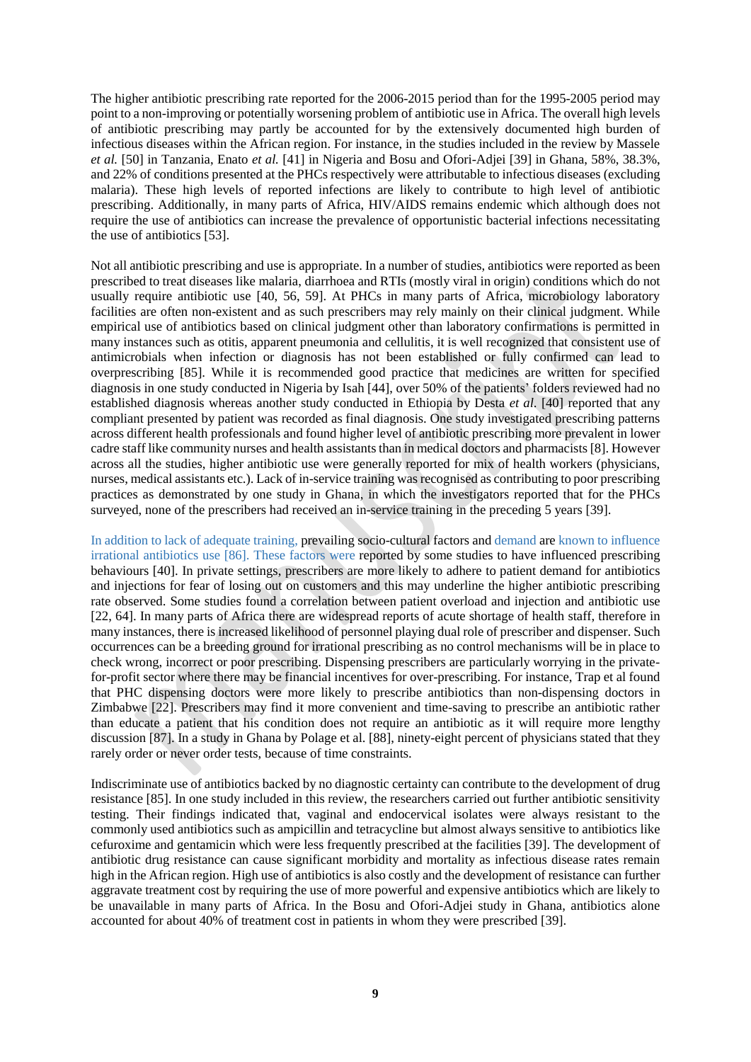The higher antibiotic prescribing rate reported for the 2006-2015 period than for the 1995-2005 period may point to a non-improving or potentially worsening problem of antibiotic use in Africa. The overall high levels of antibiotic prescribing may partly be accounted for by the extensively documented high burden of infectious diseases within the African region. For instance, in the studies included in the review by Massele *et al.* [50] in Tanzania, Enato *et al.* [41] in Nigeria and Bosu and Ofori-Adjei [39] in Ghana, 58%, 38.3%, and 22% of conditions presented at the PHCs respectively were attributable to infectious diseases (excluding malaria). These high levels of reported infections are likely to contribute to high level of antibiotic prescribing. Additionally, in many parts of Africa, HIV/AIDS remains endemic which although does not require the use of antibiotics can increase the prevalence of opportunistic bacterial infections necessitating the use of antibiotics [53].

Not all antibiotic prescribing and use is appropriate. In a number of studies, antibiotics were reported as been prescribed to treat diseases like malaria, diarrhoea and RTIs (mostly viral in origin) conditions which do not usually require antibiotic use [40, 56, 59]. At PHCs in many parts of Africa, microbiology laboratory facilities are often non-existent and as such prescribers may rely mainly on their clinical judgment. While empirical use of antibiotics based on clinical judgment other than laboratory confirmations is permitted in many instances such as otitis, apparent pneumonia and cellulitis, it is well recognized that consistent use of antimicrobials when infection or diagnosis has not been established or fully confirmed can lead to overprescribing [85]. While it is recommended good practice that medicines are written for specified diagnosis in one study conducted in Nigeria by Isah [44], over 50% of the patients' folders reviewed had no established diagnosis whereas another study conducted in Ethiopia by Desta *et al.* [40] reported that any compliant presented by patient was recorded as final diagnosis. One study investigated prescribing patterns across different health professionals and found higher level of antibiotic prescribing more prevalent in lower cadre staff like community nurses and health assistants than in medical doctors and pharmacists [8]. However across all the studies, higher antibiotic use were generally reported for mix of health workers (physicians, nurses, medical assistants etc.). Lack of in-service training was recognised as contributing to poor prescribing practices as demonstrated by one study in Ghana, in which the investigators reported that for the PHCs surveyed, none of the prescribers had received an in-service training in the preceding 5 years [39].

In addition to lack of adequate training, prevailing socio-cultural factors and demand are known to influence irrational antibiotics use [86]. These factors were reported by some studies to have influenced prescribing behaviours [40]. In private settings, prescribers are more likely to adhere to patient demand for antibiotics and injections for fear of losing out on customers and this may underline the higher antibiotic prescribing rate observed. Some studies found a correlation between patient overload and injection and antibiotic use [22, 64]. In many parts of Africa there are widespread reports of acute shortage of health staff, therefore in many instances, there is increased likelihood of personnel playing dual role of prescriber and dispenser. Such occurrences can be a breeding ground for irrational prescribing as no control mechanisms will be in place to check wrong, incorrect or poor prescribing. Dispensing prescribers are particularly worrying in the private-for-profit sector where there may be financial incentives for over-prescribing. For instance, Trap et al found that PHC dispensing doctors were more likely to prescribe antibiotics than non-dispensing doctors in Zimbabwe [22]. Prescribers may find it more convenient and time-saving to prescribe an antibiotic rather than educate a patient that his condition does not require an antibiotic as it will require more lengthy discussion [87]. In a study in Ghana by Polage et al. [88], ninety-eight percent of physicians stated that they rarely order or never order tests, because of time constraints.

Indiscriminate use of antibiotics backed by no diagnostic certainty can contribute to the development of drug resistance [85]. In one study included in this review, the researchers carried out further antibiotic sensitivity testing. Their findings indicated that, vaginal and endocervical isolates were always resistant to the commonly used antibiotics such as ampicillin and tetracycline but almost always sensitive to antibiotics like cefuroxime and gentamicin which were less frequently prescribed at the facilities [39]. The development of antibiotic drug resistance can cause significant morbidity and mortality as infectious disease rates remain high in the African region. High use of antibiotics is also costly and the development of resistance can further aggravate treatment cost by requiring the use of more powerful and expensive antibiotics which are likely to be unavailable in many parts of Africa. In the Bosu and Ofori-Adjei study in Ghana, antibiotics alone accounted for about 40% of treatment cost in patients in whom they were prescribed [39].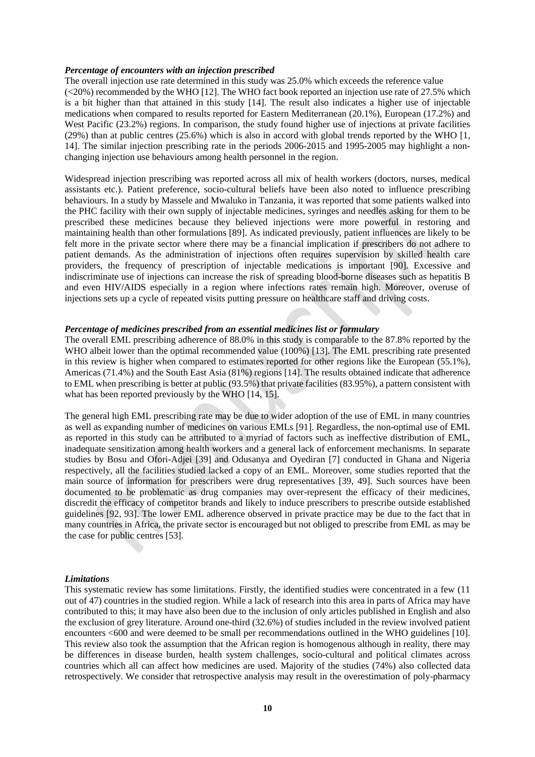***Percentage of encounters with an injection prescribed***

The overall injection use rate determined in this study was 25.0% which exceeds the reference value (<20%) recommended by the WHO [12]. The WHO fact book reported an injection use rate of 27.5% which is a bit higher than that attained in this study [14]. The result also indicates a higher use of injectable medications when compared to results reported for Eastern Mediterranean (20.1%), European (17.2%) and West Pacific (23.2%) regions. In comparison, the study found higher use of injections at private facilities (29%) than at public centres (25.6%) which is also in accord with global trends reported by the WHO [1, 14]. The similar injection prescribing rate in the periods 2006-2015 and 1995-2005 may highlight a non-changing injection use behaviours among health personnel in the region.

Widespread injection prescribing was reported across all mix of health workers (doctors, nurses, medical assistants etc.). Patient preference, socio-cultural beliefs have been also noted to influence prescribing behaviours. In a study by Massele and Mwaluko in Tanzania, it was reported that some patients walked into the PHC facility with their own supply of injectable medicines, syringes and needles asking for them to be prescribed these medicines because they believed injections were more powerful in restoring and maintaining health than other formulations [89]. As indicated previously, patient influences are likely to be felt more in the private sector where there may be a financial implication if prescribers do not adhere to patient demands. As the administration of injections often requires supervision by skilled health care providers, the frequency of prescription of injectable medications is important [90]. Excessive and indiscriminate use of injections can increase the risk of spreading blood-borne diseases such as hepatitis B and even HIV/AIDS especially in a region where infections rates remain high. Moreover, overuse of injections sets up a cycle of repeated visits putting pressure on healthcare staff and driving costs.

***Percentage of medicines prescribed from an essential medicines list or formulary***

The overall EML prescribing adherence of 88.0% in this study is comparable to the 87.8% reported by the WHO albeit lower than the optimal recommended value (100%) [13]. The EML prescribing rate presented in this review is higher when compared to estimates reported for other regions like the European (55.1%), Americas (71.4%) and the South East Asia (81%) regions [14]. The results obtained indicate that adherence to EML when prescribing is better at public (93.5%) that private facilities (83.95%), a pattern consistent with what has been reported previously by the WHO [14, 15].

The general high EML prescribing rate may be due to wider adoption of the use of EML in many countries as well as expanding number of medicines on various EMLs [91]. Regardless, the non-optimal use of EML as reported in this study can be attributed to a myriad of factors such as ineffective distribution of EML, inadequate sensitization among health workers and a general lack of enforcement mechanisms. In separate studies by Bosu and Ofori-Adjei [39] and Odusanya and Oyediran [7] conducted in Ghana and Nigeria respectively, all the facilities studied lacked a copy of an EML. Moreover, some studies reported that the main source of information for prescribers were drug representatives [39, 49]. Such sources have been documented to be problematic as drug companies may over-represent the efficacy of their medicines, discredit the efficacy of competitor brands and likely to induce prescribers to prescribe outside established guidelines [92, 93]. The lower EML adherence observed in private practice may be due to the fact that in many countries in Africa, the private sector is encouraged but not obliged to prescribe from EML as may be the case for public centres [53].

***Limitations***

This systematic review has some limitations. Firstly, the identified studies were concentrated in a few (11 out of 47) countries in the studied region. While a lack of research into this area in parts of Africa may have contributed to this; it may have also been due to the inclusion of only articles published in English and also the exclusion of grey literature. Around one-third (32.6%) of studies included in the review involved patient encounters <600 and were deemed to be small per recommendations outlined in the WHO guidelines [10]. This review also took the assumption that the African region is homogenous although in reality, there may be differences in disease burden, health system challenges, socio-cultural and political climates across countries which all can affect how medicines are used. Majority of the studies (74%) also collected data retrospectively. We consider that retrospective analysis may result in the overestimation of poly-pharmacy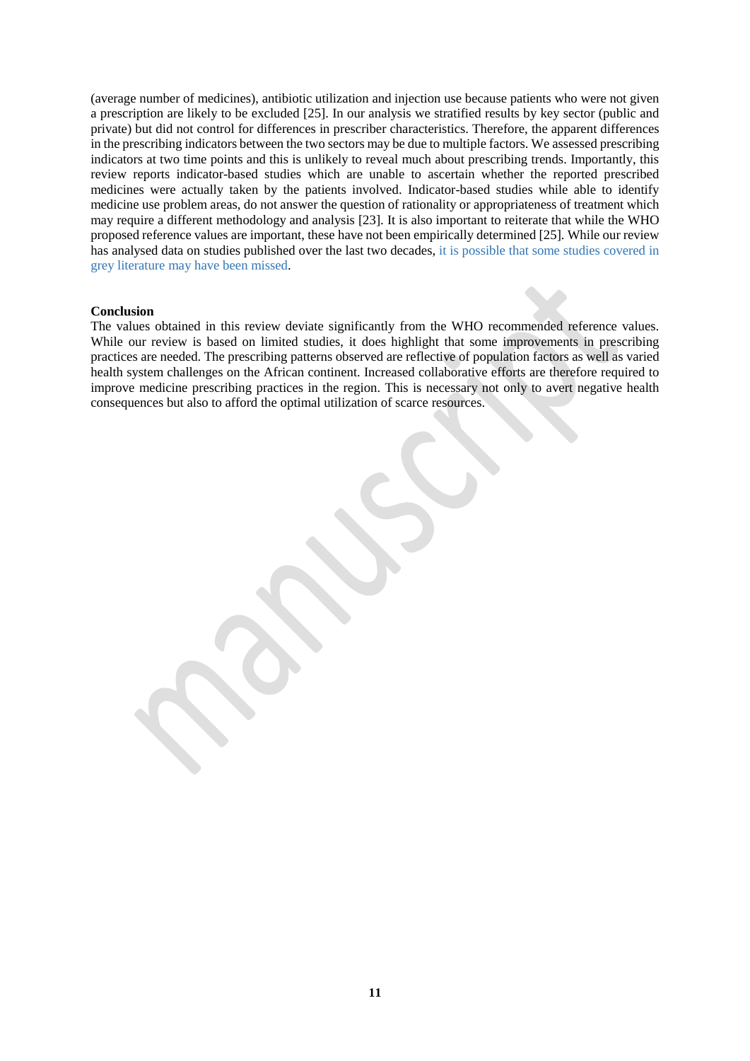(average number of medicines), antibiotic utilization and injection use because patients who were not given a prescription are likely to be excluded [25]. In our analysis we stratified results by key sector (public and private) but did not control for differences in prescriber characteristics. Therefore, the apparent differences in the prescribing indicators between the two sectors may be due to multiple factors. We assessed prescribing indicators at two time points and this is unlikely to reveal much about prescribing trends. Importantly, this review reports indicator-based studies which are unable to ascertain whether the reported prescribed medicines were actually taken by the patients involved. Indicator-based studies while able to identify medicine use problem areas, do not answer the question of rationality or appropriateness of treatment which may require a different methodology and analysis [23]. It is also important to reiterate that while the WHO proposed reference values are important, these have not been empirically determined [25]. While our review has analysed data on studies published over the last two decades, it is possible that some studies covered in grey literature may have been missed.

## Conclusion

The values obtained in this review deviate significantly from the WHO recommended reference values. While our review is based on limited studies, it does highlight that some improvements in prescribing practices are needed. The prescribing patterns observed are reflective of population factors as well as varied health system challenges on the African continent. Increased collaborative efforts are therefore required to improve medicine prescribing practices in the region. This is necessary not only to avert negative health consequences but also to afford the optimal utilization of scarce resources.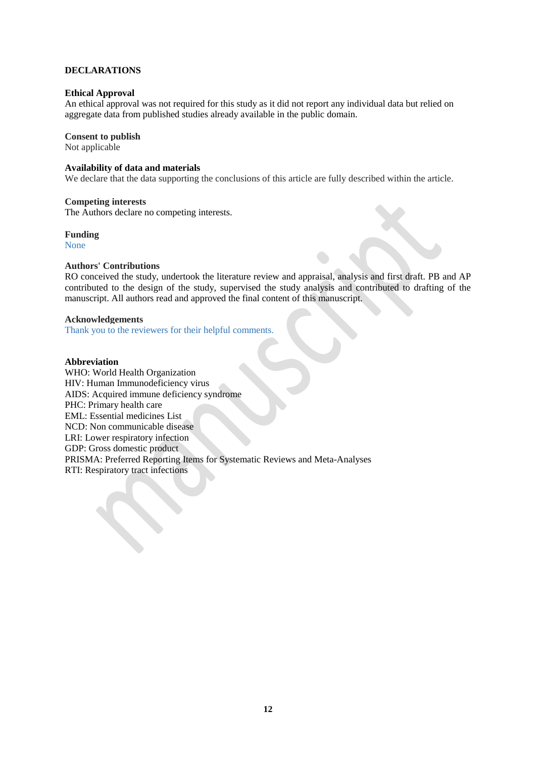## DECLARATIONS

### Ethical Approval

An ethical approval was not required for this study as it did not report any individual data but relied on aggregate data from published studies already available in the public domain.

### Consent to publish

Not applicable

### Availability of data and materials

We declare that the data supporting the conclusions of this article are fully described within the article.

### Competing interests

The Authors declare no competing interests.

### Funding

None

### Authors' Contributions

RO conceived the study, undertook the literature review and appraisal, analysis and first draft. PB and AP contributed to the design of the study, supervised the study analysis and contributed to drafting of the manuscript. All authors read and approved the final content of this manuscript.

### Acknowledgements

Thank you to the reviewers for their helpful comments.

### Abbreviation

WHO: World Health Organization
HIV: Human Immunodeficiency virus
AIDS: Acquired immune deficiency syndrome
PHC: Primary health care
EML: Essential medicines List
NCD: Non communicable disease
LRI: Lower respiratory infection
GDP: Gross domestic product
PRISMA: Preferred Reporting Items for Systematic Reviews and Meta-Analyses
RTI: Respiratory tract infections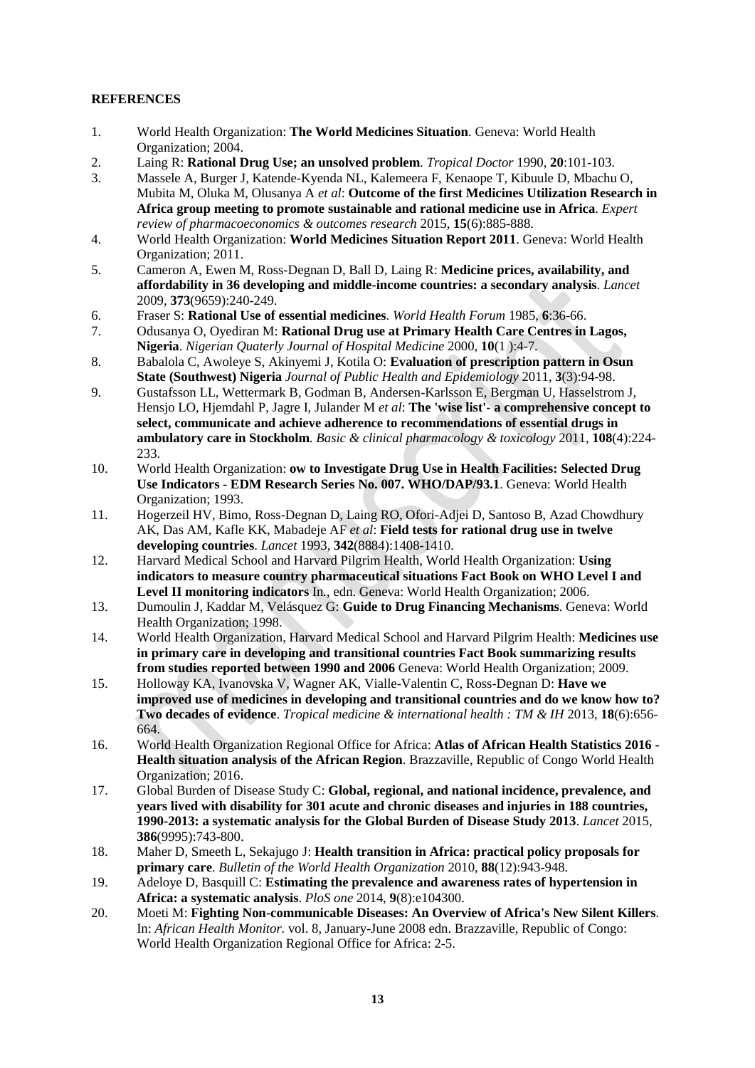**REFERENCES**

1. World Health Organization: **The World Medicines Situation**. Geneva: World Health Organization; 2004.
2. Laing R: **Rational Drug Use; an unsolved problem**. *Tropical Doctor* 1990, **20**:101-103.
3. Massele A, Burger J, Katende-Kyenda NL, Kalemeera F, Kenaope T, Kibuule D, Mbachu O, Mubita M, Oluka M, Olusanya A *et al*: **Outcome of the first Medicines Utilization Research in Africa group meeting to promote sustainable and rational medicine use in Africa**. *Expert review of pharmacoeconomics & outcomes research* 2015, **15**(6):885-888.
4. World Health Organization: **World Medicines Situation Report 2011**. Geneva: World Health Organization; 2011.
5. Cameron A, Ewen M, Ross-Degnan D, Ball D, Laing R: **Medicine prices, availability, and affordability in 36 developing and middle-income countries: a secondary analysis**. *Lancet* 2009, **373**(9659):240-249.
6. Fraser S: **Rational Use of essential medicines**. *World Health Forum* 1985, **6**:36-66.
7. Odusanya O, Oyediran M: **Rational Drug use at Primary Health Care Centres in Lagos, Nigeria**. *Nigerian Quaterly Journal of Hospital Medicine* 2000, **10**(1 ):4-7.
8. Babalola C, Awoleye S, Akinyemi J, Kotila O: **Evaluation of prescription pattern in Osun State (Southwest) Nigeria** *Journal of Public Health and Epidemiology* 2011, **3**(3):94-98.
9. Gustafsson LL, Wettermark B, Godman B, Andersen-Karlsson E, Bergman U, Hasselstrom J, Hensjo LO, Hjemdahl P, Jagre I, Julander M *et al*: **The 'wise list'- a comprehensive concept to select, communicate and achieve adherence to recommendations of essential drugs in ambulatory care in Stockholm**. *Basic & clinical pharmacology & toxicology* 2011, **108**(4):224-233.
10. World Health Organization: **ow to Investigate Drug Use in Health Facilities: Selected Drug Use Indicators - EDM Research Series No. 007. WHO/DAP/93.1**. Geneva: World Health Organization; 1993.
11. Hogerzeil HV, Bimo, Ross-Degnan D, Laing RO, Ofori-Adjei D, Santoso B, Azad Chowdhury AK, Das AM, Kafle KK, Mabadeje AF *et al*: **Field tests for rational drug use in twelve developing countries**. *Lancet* 1993, **342**(8884):1408-1410.
12. Harvard Medical School and Harvard Pilgrim Health, World Health Organization: **Using indicators to measure country pharmaceutical situations Fact Book on WHO Level I and Level II monitoring indicators** In., edn. Geneva: World Health Organization; 2006.
13. Dumoulin J, Kaddar M, Velásquez G: **Guide to Drug Financing Mechanisms**. Geneva: World Health Organization; 1998.
14. World Health Organization, Harvard Medical School and Harvard Pilgrim Health: **Medicines use in primary care in developing and transitional countries Fact Book summarizing results from studies reported between 1990 and 2006** Geneva: World Health Organization; 2009.
15. Holloway KA, Ivanovska V, Wagner AK, Vialle-Valentin C, Ross-Degnan D: **Have we improved use of medicines in developing and transitional countries and do we know how to? Two decades of evidence**. *Tropical medicine & international health : TM & IH* 2013, **18**(6):656-664.
16. World Health Organization Regional Office for Africa: **Atlas of African Health Statistics 2016 - Health situation analysis of the African Region**. Brazzaville, Republic of Congo World Health Organization; 2016.
17. Global Burden of Disease Study C: **Global, regional, and national incidence, prevalence, and years lived with disability for 301 acute and chronic diseases and injuries in 188 countries, 1990-2013: a systematic analysis for the Global Burden of Disease Study 2013**. *Lancet* 2015, **386**(9995):743-800.
18. Maher D, Smeeth L, Sekajugo J: **Health transition in Africa: practical policy proposals for primary care**. *Bulletin of the World Health Organization* 2010, **88**(12):943-948.
19. Adeloye D, Basquill C: **Estimating the prevalence and awareness rates of hypertension in Africa: a systematic analysis**. *PloS one* 2014, **9**(8):e104300.
20. Moeti M: **Fighting Non-communicable Diseases: An Overview of Africa's New Silent Killers**. In: *African Health Monitor.* vol. 8, January-June 2008 edn. Brazzaville, Republic of Congo: World Health Organization Regional Office for Africa: 2-5.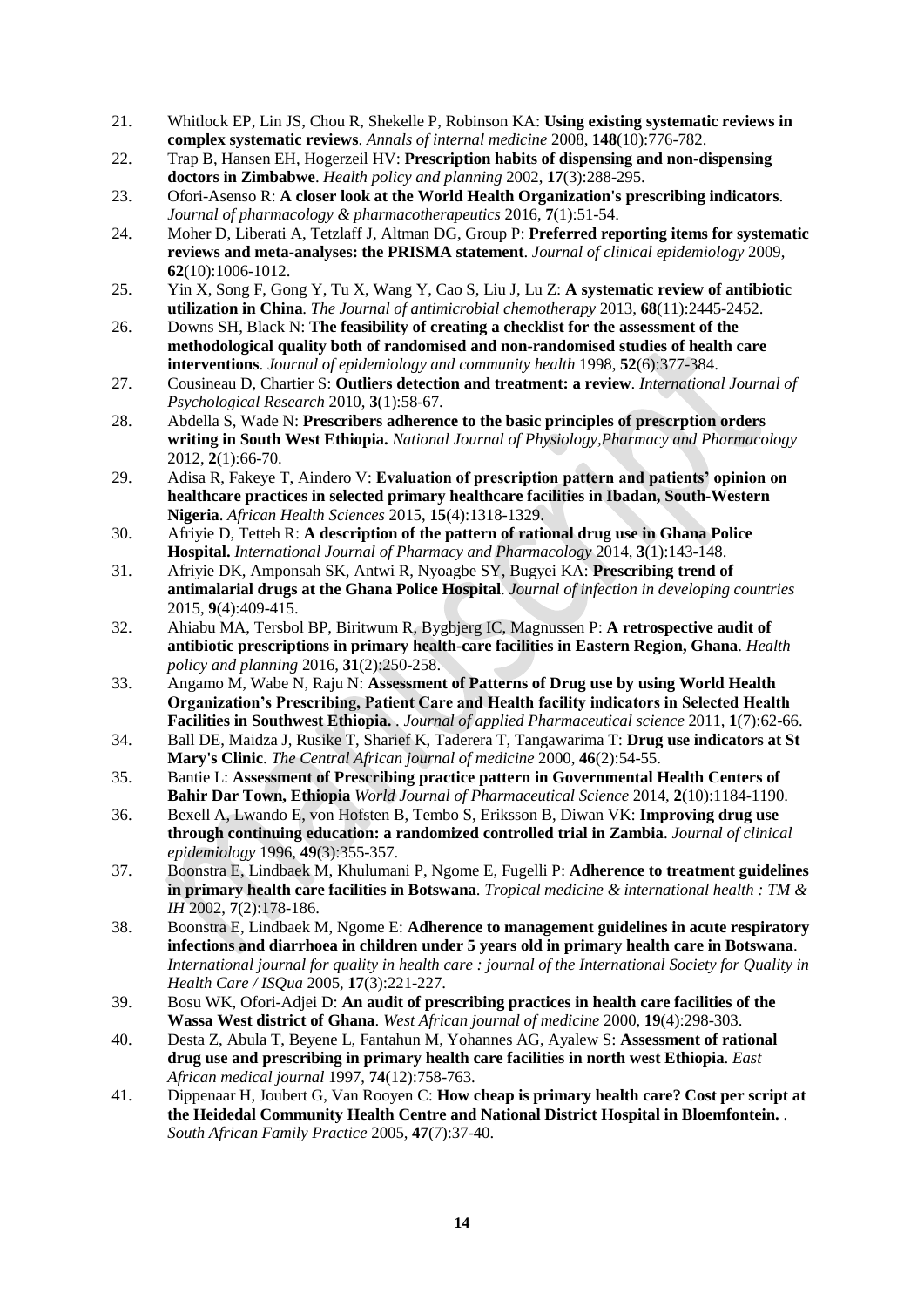21. Whitlock EP, Lin JS, Chou R, Shekelle P, Robinson KA: **Using existing systematic reviews in complex systematic reviews**. *Annals of internal medicine* 2008, **148**(10):776-782.
22. Trap B, Hansen EH, Hogerzeil HV: **Prescription habits of dispensing and non-dispensing doctors in Zimbabwe**. *Health policy and planning* 2002, **17**(3):288-295.
23. Ofori-Asenso R: **A closer look at the World Health Organization's prescribing indicators**. *Journal of pharmacology & pharmacotherapeutics* 2016, **7**(1):51-54.
24. Moher D, Liberati A, Tetzlaff J, Altman DG, Group P: **Preferred reporting items for systematic reviews and meta-analyses: the PRISMA statement**. *Journal of clinical epidemiology* 2009, **62**(10):1006-1012.
25. Yin X, Song F, Gong Y, Tu X, Wang Y, Cao S, Liu J, Lu Z: **A systematic review of antibiotic utilization in China**. *The Journal of antimicrobial chemotherapy* 2013, **68**(11):2445-2452.
26. Downs SH, Black N: **The feasibility of creating a checklist for the assessment of the methodological quality both of randomised and non-randomised studies of health care interventions**. *Journal of epidemiology and community health* 1998, **52**(6):377-384.
27. Cousineau D, Chartier S: **Outliers detection and treatment: a review**. *International Journal of Psychological Research* 2010, **3**(1):58-67.
28. Abdella S, Wade N: **Prescribers adherence to the basic principles of prescrption orders writing in South West Ethiopia.** *National Journal of Physiology,Pharmacy and Pharmacology* 2012, **2**(1):66-70.
29. Adisa R, Fakeye T, Aindero V: **Evaluation of prescription pattern and patients' opinion on healthcare practices in selected primary healthcare facilities in Ibadan, South-Western Nigeria**. *African Health Sciences* 2015, **15**(4):1318-1329.
30. Afriyie D, Tetteh R: **A description of the pattern of rational drug use in Ghana Police Hospital.** *International Journal of Pharmacy and Pharmacology* 2014, **3**(1):143-148.
31. Afriyie DK, Amponsah SK, Antwi R, Nyoagbe SY, Bugyei KA: **Prescribing trend of antimalarial drugs at the Ghana Police Hospital**. *Journal of infection in developing countries* 2015, **9**(4):409-415.
32. Ahiabu MA, Tersbol BP, Biritwum R, Bygbjerg IC, Magnussen P: **A retrospective audit of antibiotic prescriptions in primary health-care facilities in Eastern Region, Ghana**. *Health policy and planning* 2016, **31**(2):250-258.
33. Angamo M, Wabe N, Raju N: **Assessment of Patterns of Drug use by using World Health Organization's Prescribing, Patient Care and Health facility indicators in Selected Health Facilities in Southwest Ethiopia.** . *Journal of applied Pharmaceutical science* 2011, **1**(7):62-66.
34. Ball DE, Maidza J, Rusike T, Sharief K, Taderera T, Tangawarima T: **Drug use indicators at St Mary's Clinic**. *The Central African journal of medicine* 2000, **46**(2):54-55.
35. Bantie L: **Assessment of Prescribing practice pattern in Governmental Health Centers of Bahir Dar Town, Ethiopia** *World Journal of Pharmaceutical Science* 2014, **2**(10):1184-1190.
36. Bexell A, Lwando E, von Hofsten B, Tembo S, Eriksson B, Diwan VK: **Improving drug use through continuing education: a randomized controlled trial in Zambia**. *Journal of clinical epidemiology* 1996, **49**(3):355-357.
37. Boonstra E, Lindbaek M, Khulumani P, Ngome E, Fugelli P: **Adherence to treatment guidelines in primary health care facilities in Botswana**. *Tropical medicine & international health : TM & IH* 2002, **7**(2):178-186.
38. Boonstra E, Lindbaek M, Ngome E: **Adherence to management guidelines in acute respiratory infections and diarrhoea in children under 5 years old in primary health care in Botswana**. *International journal for quality in health care : journal of the International Society for Quality in Health Care / ISQua* 2005, **17**(3):221-227.
39. Bosu WK, Ofori-Adjei D: **An audit of prescribing practices in health care facilities of the Wassa West district of Ghana**. *West African journal of medicine* 2000, **19**(4):298-303.
40. Desta Z, Abula T, Beyene L, Fantahun M, Yohannes AG, Ayalew S: **Assessment of rational drug use and prescribing in primary health care facilities in north west Ethiopia**. *East African medical journal* 1997, **74**(12):758-763.
41. Dippenaar H, Joubert G, Van Rooyen C: **How cheap is primary health care? Cost per script at the Heidedal Community Health Centre and National District Hospital in Bloemfontein.** . *South African Family Practice* 2005, **47**(7):37-40.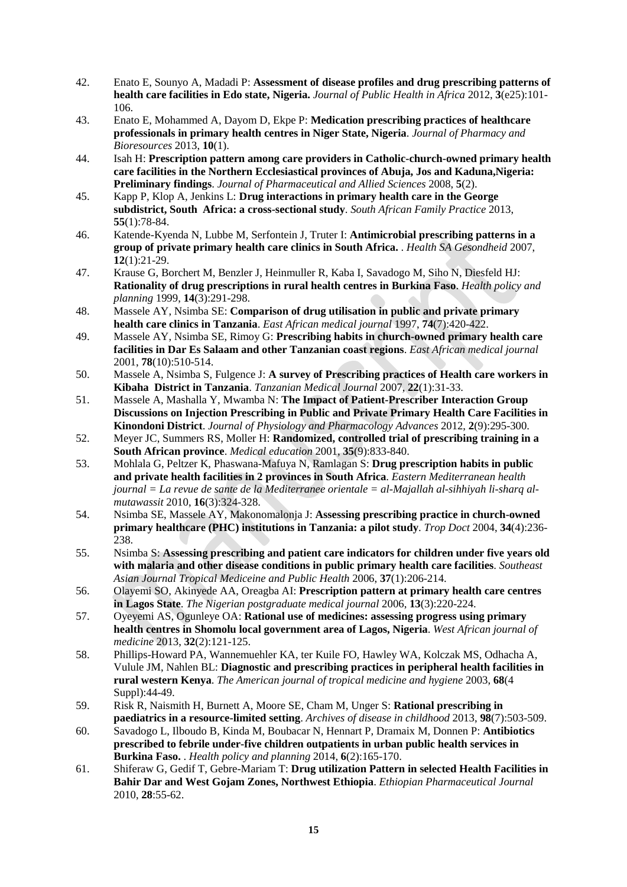42. Enato E, Sounyo A, Madadi P: **Assessment of disease profiles and drug prescribing patterns of health care facilities in Edo state, Nigeria.** *Journal of Public Health in Africa* 2012, **3**(e25):101-106.
43. Enato E, Mohammed A, Dayom D, Ekpe P: **Medication prescribing practices of healthcare professionals in primary health centres in Niger State, Nigeria**. *Journal of Pharmacy and Bioresources* 2013, **10**(1).
44. Isah H: **Prescription pattern among care providers in Catholic-church-owned primary health care facilities in the Northern Ecclesiastical provinces of Abuja, Jos and Kaduna,Nigeria: Preliminary findings**. *Journal of Pharmaceutical and Allied Sciences* 2008, **5**(2).
45. Kapp P, Klop A, Jenkins L: **Drug interactions in primary health care in the George subdistrict, South Africa: a cross-sectional study**. *South African Family Practice* 2013, **55**(1):78-84.
46. Katende-Kyenda N, Lubbe M, Serfontein J, Truter I: **Antimicrobial prescribing patterns in a group of private primary health care clinics in South Africa.** . *Health SA Gesondheid* 2007, **12**(1):21-29.
47. Krause G, Borchert M, Benzler J, Heinmuller R, Kaba I, Savadogo M, Siho N, Diesfeld HJ: **Rationality of drug prescriptions in rural health centres in Burkina Faso**. *Health policy and planning* 1999, **14**(3):291-298.
48. Massele AY, Nsimba SE: **Comparison of drug utilisation in public and private primary health care clinics in Tanzania**. *East African medical journal* 1997, **74**(7):420-422.
49. Massele AY, Nsimba SE, Rimoy G: **Prescribing habits in church-owned primary health care facilities in Dar Es Salaam and other Tanzanian coast regions**. *East African medical journal* 2001, **78**(10):510-514.
50. Massele A, Nsimba S, Fulgence J: **A survey of Prescribing practices of Health care workers in Kibaha District in Tanzania**. *Tanzanian Medical Journal* 2007, **22**(1):31-33.
51. Massele A, Mashalla Y, Mwamba N: **The Impact of Patient-Prescriber Interaction Group Discussions on Injection Prescribing in Public and Private Primary Health Care Facilities in Kinondoni District**. *Journal of Physiology and Pharmacology Advances* 2012, **2**(9):295-300.
52. Meyer JC, Summers RS, Moller H: **Randomized, controlled trial of prescribing training in a South African province**. *Medical education* 2001, **35**(9):833-840.
53. Mohlala G, Peltzer K, Phaswana-Mafuya N, Ramlagan S: **Drug prescription habits in public and private health facilities in 2 provinces in South Africa**. *Eastern Mediterranean health journal = La revue de sante de la Mediterranee orientale = al-Majallah al-sihhiyah li-sharq al-mutawassit* 2010, **16**(3):324-328.
54. Nsimba SE, Massele AY, Makonomalonja J: **Assessing prescribing practice in church-owned primary healthcare (PHC) institutions in Tanzania: a pilot study**. *Trop Doct* 2004, **34**(4):236-238.
55. Nsimba S: **Assessing prescribing and patient care indicators for children under five years old with malaria and other disease conditions in public primary health care facilities**. *Southeast Asian Journal Tropical Mediceine and Public Health* 2006, **37**(1):206-214.
56. Olayemi SO, Akinyede AA, Oreagba AI: **Prescription pattern at primary health care centres in Lagos State**. *The Nigerian postgraduate medical journal* 2006, **13**(3):220-224.
57. Oyeyemi AS, Ogunleye OA: **Rational use of medicines: assessing progress using primary health centres in Shomolu local government area of Lagos, Nigeria**. *West African journal of medicine* 2013, **32**(2):121-125.
58. Phillips-Howard PA, Wannemuehler KA, ter Kuile FO, Hawley WA, Kolczak MS, Odhacha A, Vulule JM, Nahlen BL: **Diagnostic and prescribing practices in peripheral health facilities in rural western Kenya**. *The American journal of tropical medicine and hygiene* 2003, **68**(4 Suppl):44-49.
59. Risk R, Naismith H, Burnett A, Moore SE, Cham M, Unger S: **Rational prescribing in paediatrics in a resource-limited setting**. *Archives of disease in childhood* 2013, **98**(7):503-509.
60. Savadogo L, Ilboudo B, Kinda M, Boubacar N, Hennart P, Dramaix M, Donnen P: **Antibiotics prescribed to febrile under-five children outpatients in urban public health services in Burkina Faso.** . *Health policy and planning* 2014, **6**(2):165-170.
61. Shiferaw G, Gedif T, Gebre-Mariam T: **Drug utilization Pattern in selected Health Facilities in Bahir Dar and West Gojam Zones, Northwest Ethiopia**. *Ethiopian Pharmaceutical Journal* 2010, **28**:55-62.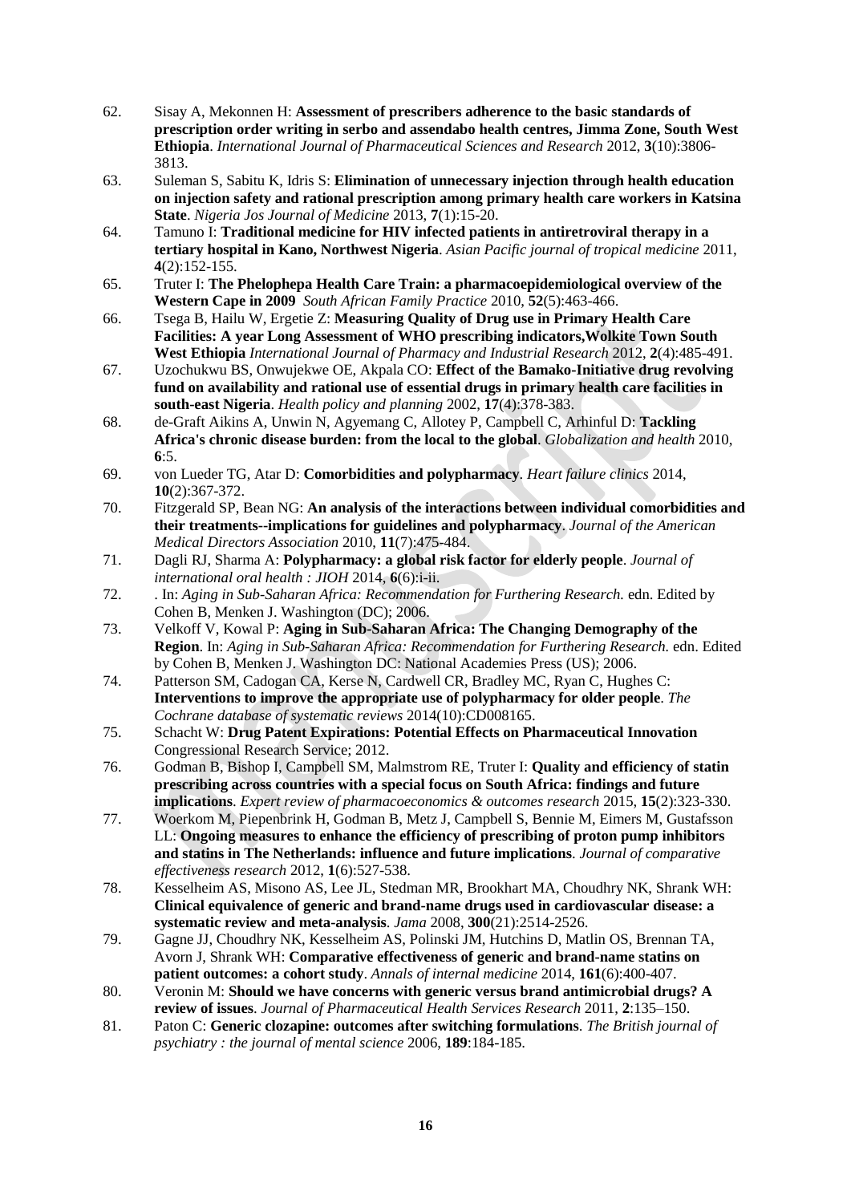62. Sisay A, Mekonnen H: **Assessment of prescribers adherence to the basic standards of prescription order writing in serbo and assendabo health centres, Jimma Zone, South West Ethiopia**. *International Journal of Pharmaceutical Sciences and Research* 2012, **3**(10):3806-3813.
63. Suleman S, Sabitu K, Idris S: **Elimination of unnecessary injection through health education on injection safety and rational prescription among primary health care workers in Katsina State**. *Nigeria Jos Journal of Medicine* 2013, **7**(1):15-20.
64. Tamuno I: **Traditional medicine for HIV infected patients in antiretroviral therapy in a tertiary hospital in Kano, Northwest Nigeria**. *Asian Pacific journal of tropical medicine* 2011, **4**(2):152-155.
65. Truter I: **The Phelophepa Health Care Train: a pharmacoepidemiological overview of the Western Cape in 2009** *South African Family Practice* 2010, **52**(5):463-466.
66. Tsega B, Hailu W, Ergetie Z: **Measuring Quality of Drug use in Primary Health Care Facilities: A year Long Assessment of WHO prescribing indicators,Wolkite Town South West Ethiopia** *International Journal of Pharmacy and Industrial Research* 2012, **2**(4):485-491.
67. Uzochukwu BS, Onwujekwe OE, Akpala CO: **Effect of the Bamako-Initiative drug revolving fund on availability and rational use of essential drugs in primary health care facilities in south-east Nigeria**. *Health policy and planning* 2002, **17**(4):378-383.
68. de-Graft Aikins A, Unwin N, Agyemang C, Allotey P, Campbell C, Arhinful D: **Tackling Africa's chronic disease burden: from the local to the global**. *Globalization and health* 2010, **6**:5.
69. von Lueder TG, Atar D: **Comorbidities and polypharmacy**. *Heart failure clinics* 2014, **10**(2):367-372.
70. Fitzgerald SP, Bean NG: **An analysis of the interactions between individual comorbidities and their treatments--implications for guidelines and polypharmacy**. *Journal of the American Medical Directors Association* 2010, **11**(7):475-484.
71. Dagli RJ, Sharma A: **Polypharmacy: a global risk factor for elderly people**. *Journal of international oral health : JIOH* 2014, **6**(6):i-ii.
72. . In: *Aging in Sub-Saharan Africa: Recommendation for Furthering Research.* edn. Edited by Cohen B, Menken J. Washington (DC); 2006.
73. Velkoff V, Kowal P: **Aging in Sub-Saharan Africa: The Changing Demography of the Region**. In: *Aging in Sub-Saharan Africa: Recommendation for Furthering Research.* edn. Edited by Cohen B, Menken J. Washington DC: National Academies Press (US); 2006.
74. Patterson SM, Cadogan CA, Kerse N, Cardwell CR, Bradley MC, Ryan C, Hughes C: **Interventions to improve the appropriate use of polypharmacy for older people**. *The Cochrane database of systematic reviews* 2014(10):CD008165.
75. Schacht W: **Drug Patent Expirations: Potential Effects on Pharmaceutical Innovation** Congressional Research Service; 2012.
76. Godman B, Bishop I, Campbell SM, Malmstrom RE, Truter I: **Quality and efficiency of statin prescribing across countries with a special focus on South Africa: findings and future implications**. *Expert review of pharmacoeconomics & outcomes research* 2015, **15**(2):323-330.
77. Woerkom M, Piepenbrink H, Godman B, Metz J, Campbell S, Bennie M, Eimers M, Gustafsson LL: **Ongoing measures to enhance the efficiency of prescribing of proton pump inhibitors and statins in The Netherlands: influence and future implications**. *Journal of comparative effectiveness research* 2012, **1**(6):527-538.
78. Kesselheim AS, Misono AS, Lee JL, Stedman MR, Brookhart MA, Choudhry NK, Shrank WH: **Clinical equivalence of generic and brand-name drugs used in cardiovascular disease: a systematic review and meta-analysis**. *Jama* 2008, **300**(21):2514-2526.
79. Gagne JJ, Choudhry NK, Kesselheim AS, Polinski JM, Hutchins D, Matlin OS, Brennan TA, Avorn J, Shrank WH: **Comparative effectiveness of generic and brand-name statins on patient outcomes: a cohort study**. *Annals of internal medicine* 2014, **161**(6):400-407.
80. Veronin M: **Should we have concerns with generic versus brand antimicrobial drugs? A review of issues**. *Journal of Pharmaceutical Health Services Research* 2011, **2**:135–150.
81. Paton C: **Generic clozapine: outcomes after switching formulations**. *The British journal of psychiatry : the journal of mental science* 2006, **189**:184-185.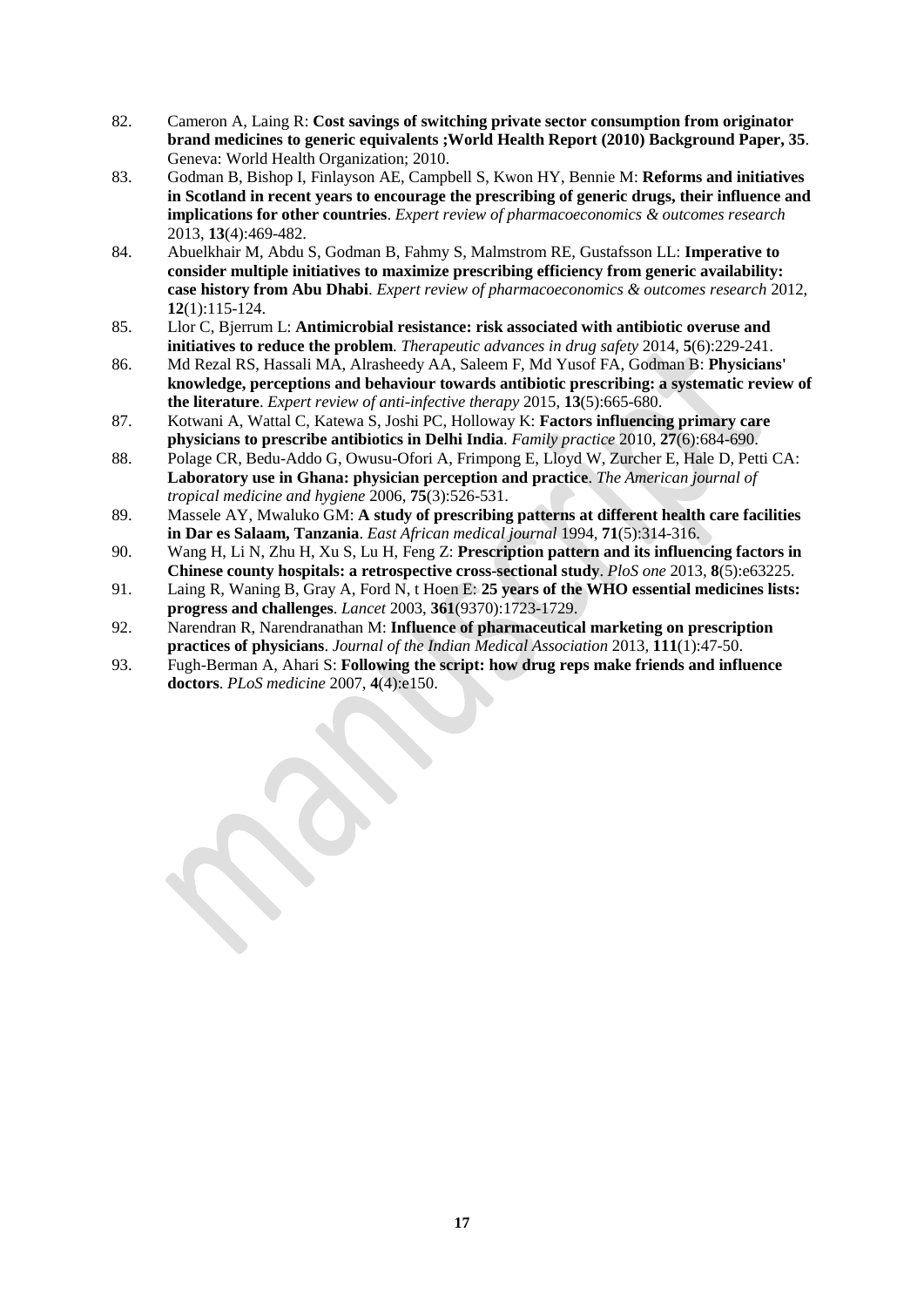82. Cameron A, Laing R: **Cost savings of switching private sector consumption from originator brand medicines to generic equivalents ;World Health Report (2010) Background Paper, 35**. Geneva: World Health Organization; 2010.
83. Godman B, Bishop I, Finlayson AE, Campbell S, Kwon HY, Bennie M: **Reforms and initiatives in Scotland in recent years to encourage the prescribing of generic drugs, their influence and implications for other countries**. *Expert review of pharmacoeconomics & outcomes research* 2013, **13**(4):469-482.
84. Abuelkhair M, Abdu S, Godman B, Fahmy S, Malmstrom RE, Gustafsson LL: **Imperative to consider multiple initiatives to maximize prescribing efficiency from generic availability: case history from Abu Dhabi**. *Expert review of pharmacoeconomics & outcomes research* 2012, **12**(1):115-124.
85. Llor C, Bjerrum L: **Antimicrobial resistance: risk associated with antibiotic overuse and initiatives to reduce the problem**. *Therapeutic advances in drug safety* 2014, **5**(6):229-241.
86. Md Rezal RS, Hassali MA, Alrasheedy AA, Saleem F, Md Yusof FA, Godman B: **Physicians' knowledge, perceptions and behaviour towards antibiotic prescribing: a systematic review of the literature**. *Expert review of anti-infective therapy* 2015, **13**(5):665-680.
87. Kotwani A, Wattal C, Katewa S, Joshi PC, Holloway K: **Factors influencing primary care physicians to prescribe antibiotics in Delhi India**. *Family practice* 2010, **27**(6):684-690.
88. Polage CR, Bedu-Addo G, Owusu-Ofori A, Frimpong E, Lloyd W, Zurcher E, Hale D, Petti CA: **Laboratory use in Ghana: physician perception and practice**. *The American journal of tropical medicine and hygiene* 2006, **75**(3):526-531.
89. Massele AY, Mwaluko GM: **A study of prescribing patterns at different health care facilities in Dar es Salaam, Tanzania**. *East African medical journal* 1994, **71**(5):314-316.
90. Wang H, Li N, Zhu H, Xu S, Lu H, Feng Z: **Prescription pattern and its influencing factors in Chinese county hospitals: a retrospective cross-sectional study**. *PloS one* 2013, **8**(5):e63225.
91. Laing R, Waning B, Gray A, Ford N, t Hoen E: **25 years of the WHO essential medicines lists: progress and challenges**. *Lancet* 2003, **361**(9370):1723-1729.
92. Narendran R, Narendranathan M: **Influence of pharmaceutical marketing on prescription practices of physicians**. *Journal of the Indian Medical Association* 2013, **111**(1):47-50.
93. Fugh-Berman A, Ahari S: **Following the script: how drug reps make friends and influence doctors**. *PLoS medicine* 2007, **4**(4):e150.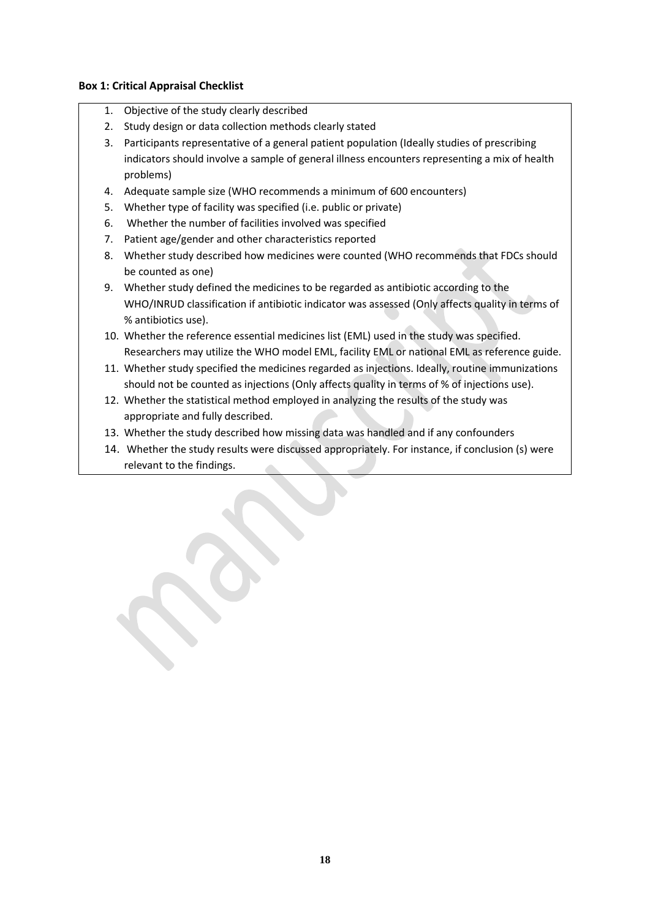**Box 1: Critical Appraisal Checklist**

1. Objective of the study clearly described
2. Study design or data collection methods clearly stated
3. Participants representative of a general patient population (Ideally studies of prescribing indicators should involve a sample of general illness encounters representing a mix of health problems)
4. Adequate sample size (WHO recommends a minimum of 600 encounters)
5. Whether type of facility was specified (i.e. public or private)
6. Whether the number of facilities involved was specified
7. Patient age/gender and other characteristics reported
8. Whether study described how medicines were counted (WHO recommends that FDCs should be counted as one)
9. Whether study defined the medicines to be regarded as antibiotic according to the WHO/INRUD classification if antibiotic indicator was assessed (Only affects quality in terms of % antibiotics use).
10. Whether the reference essential medicines list (EML) used in the study was specified. Researchers may utilize the WHO model EML, facility EML or national EML as reference guide.
11. Whether study specified the medicines regarded as injections. Ideally, routine immunizations should not be counted as injections (Only affects quality in terms of % of injections use).
12. Whether the statistical method employed in analyzing the results of the study was appropriate and fully described.
13. Whether the study described how missing data was handled and if any confounders
14. Whether the study results were discussed appropriately. For instance, if conclusion (s) were relevant to the findings.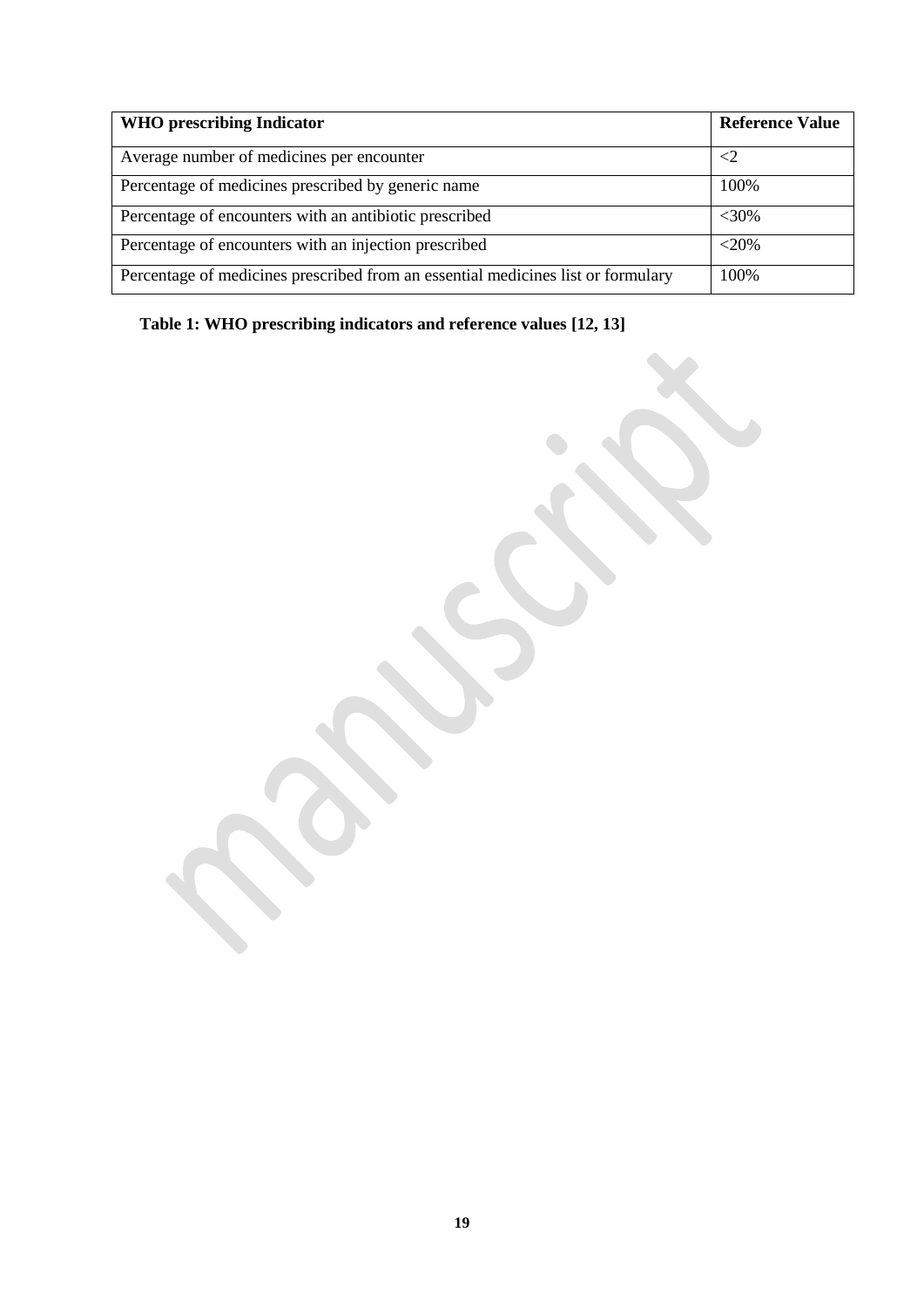| **WHO prescribing Indicator** | **Reference Value** |
|---|---|
| Average number of medicines per encounter | <2 |
| Percentage of medicines prescribed by generic name | 100% |
| Percentage of encounters with an antibiotic prescribed | <30% |
| Percentage of encounters with an injection prescribed | <20% |
| Percentage of medicines prescribed from an essential medicines list or formulary | 100% |

**Table 1: WHO prescribing indicators and reference values [12, 13]**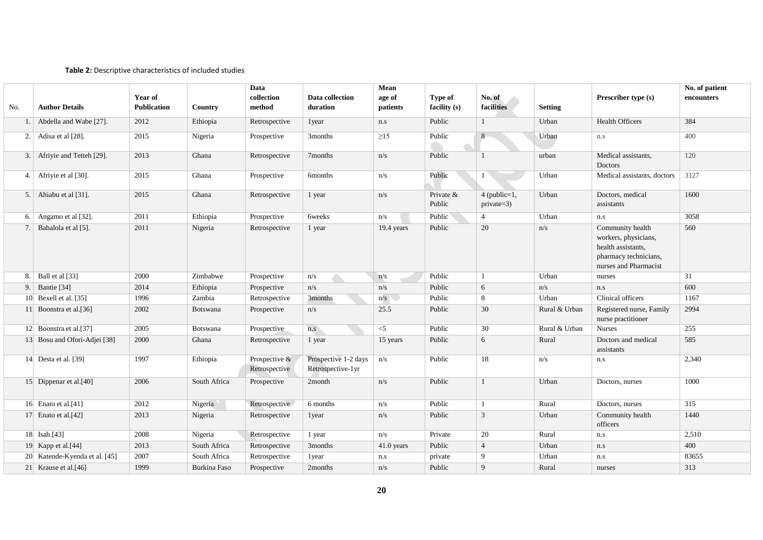**Table 2:** Descriptive characteristics of included studies

| No. | Author Details | Year of Publication | Country | Data collection method | Data collection duration | Mean age of patients | Type of facility (s) | No. of facilities | Setting | Prescriber type (s) | No. of patient encounters |
|---|---|---|---|---|---|---|---|---|---|---|---|
| 1. | Abdella and Wabe [27]. | 2012 | Ethiopia | Retrospective | 1year | n.s | Public | 1 | Urban | Health Officers | 384 |
| 2. | Adisa et al [28]. | 2015 | Nigeria | Prospective | 3months | ≥15 | Public | 8 | Urban | n.s | 400 |
| 3. | Afriyie and Tetteh [29]. | 2013 | Ghana | Retrospective | 7months | n/s | Public | 1 | urban | Medical assistants, Doctors | 120 |
| 4. | Afriyie et al [30]. | 2015 | Ghana | Prospective | 6months | n/s | Public | 1 | Urban | Medical assistants, doctors | 3127 |
| 5. | Ahiabu et al [31]. | 2015 | Ghana | Retrospective | 1 year | n/s | Private & Public | 4 (public=1, private=3) | Urban | Doctors, medical assistants | 1600 |
| 6. | Angamo et al [32]. | 2011 | Ethiopia | Prospective | 6weeks | n/s | Public | 4 | Urban | n.s | 3058 |
| 7. | Babalola et al [5]. | 2011 | Nigeria | Retrospective | 1 year | 19.4 years | Public | 20 | n/s | Community health workers, physicians, health assistants, pharmacy technicians, nurses and Pharmacist | 560 |
| 8. | Ball et al [33] | 2000 | Zimbabwe | Prospective | n/s | n/s | Public | 1 | Urban | nurses | 31 |
| 9. | Bantie [34] | 2014 | Ethiopia | Prospective | n/s | n/s | Public | 6 | n/s | n.s | 600 |
| 10 | Bexell et al. [35] | 1996 | Zambia | Retrospective | 3months | n/s | Public | 8 | Urban | Clinical officers | 1167 |
| 11 | Boonstra et al.[36] | 2002 | Botswana | Prospective | n/s | 25.5 | Public | 30 | Rural & Urban | Registered nurse, Family nurse practitioner | 2994 |
| 12 | Boonstra et al.[37] | 2005 | Botswana | Prospective | n.s | <5 | Public | 30 | Rural & Urban | Nurses | 255 |
| 13 | Bosu and Ofori-Adjei [38] | 2000 | Ghana | Retrospective | 1 year | 15 years | Public | 6 | Rural | Doctors and medical assistants | 585 |
| 14 | Desta et al. [39] | 1997 | Ethiopia | Prospective & Retrospective | Prospective 1-2 days Retrospective-1yr | n/s | Public | 18 | n/s | n.s | 2,340 |
| 15 | Dippenar et al.[40] | 2006 | South Africa | Prospective | 2month | n/s | Public | 1 | Urban | Doctors, nurses | 1000 |
| 16 | Enato et al.[41] | 2012 | Nigeria | Retrospective | 6 months | n/s | Public | 1 | Rural | Doctors, nurses | 315 |
| 17 | Enato et al.[42] | 2013 | Nigeria | Retrospective | 1year | n/s | Public | 3 | Urban | Community health officers | 1440 |
| 18 | Isah.[43] | 2008 | Nigeria | Retrospective | 1 year | n/s | Private | 20 | Rural | n.s | 2,510 |
| 19 | Kapp et al.[44] | 2013 | South Africa | Retrospective | 3months | 41.0 years | Public | 4 | Urban | n.s | 400 |
| 20 | Katende-Kyenda et al. [45] | 2007 | South Africa | Retrospective | 1year | n.s | private | 9 | Urban | n.s | 83655 |
| 21 | Krause et al.[46] | 1999 | Burkina Faso | Prospective | 2months | n/s | Public | 9 | Rural | nurses | 313 |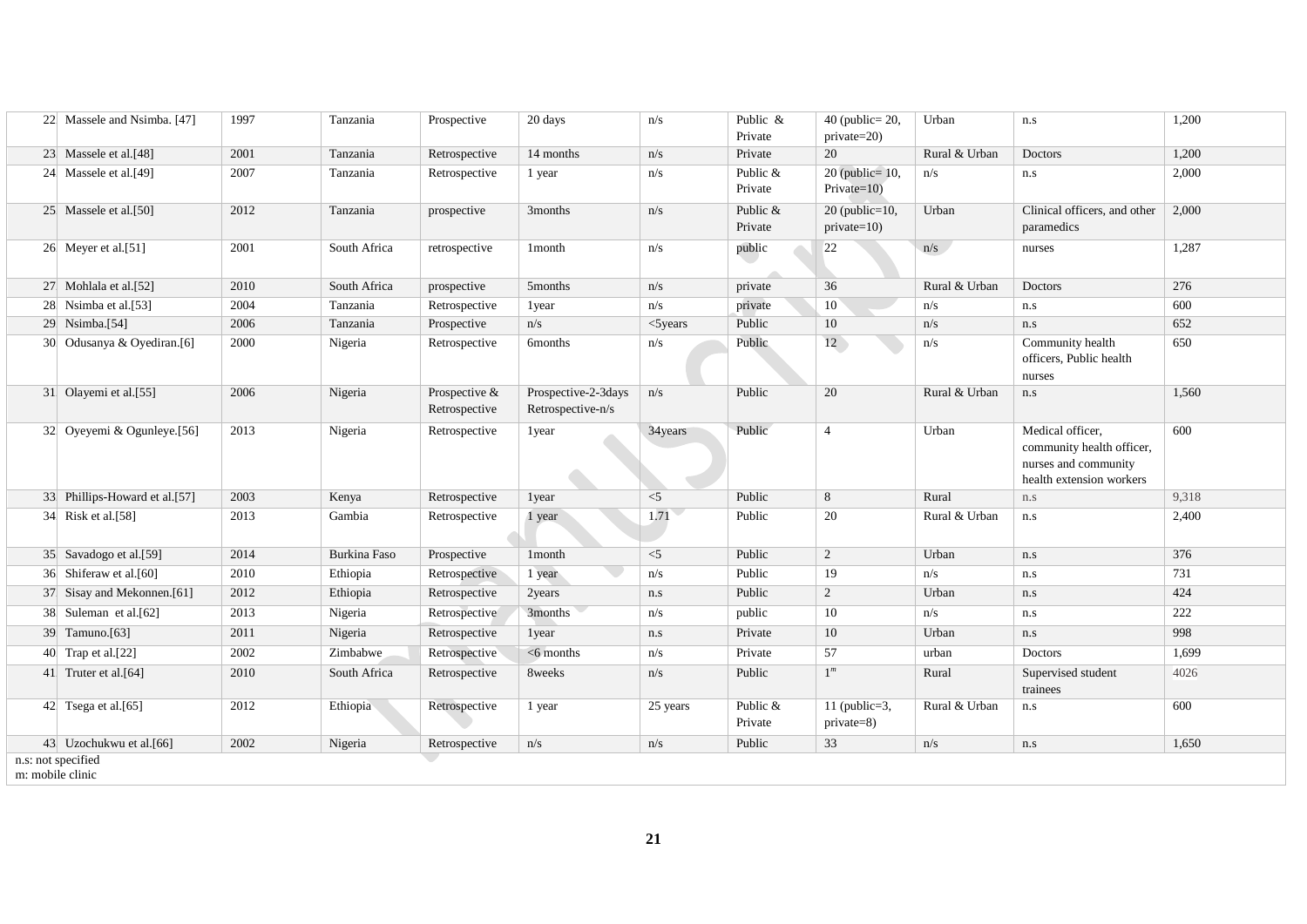| | | | | | | | | | | | |
|---|---|---|---|---|---|---|---|---|---|---|---|
| 22 | Massele and Nsimba. [47] | 1997 | Tanzania | Prospective | 20 days | n/s | Public & Private | 40 (public= 20, private=20) | Urban | n.s | 1,200 |
| 23 | Massele et al.[48] | 2001 | Tanzania | Retrospective | 14 months | n/s | Private | 20 | Rural & Urban | Doctors | 1,200 |
| 24 | Massele et al.[49] | 2007 | Tanzania | Retrospective | 1 year | n/s | Public & Private | 20 (public= 10, Private=10) | n/s | n.s | 2,000 |
| 25 | Massele et al.[50] | 2012 | Tanzania | prospective | 3months | n/s | Public & Private | 20 (public=10, private=10) | Urban | Clinical officers, and other paramedics | 2,000 |
| 26 | Meyer et al.[51] | 2001 | South Africa | retrospective | 1month | n/s | public | 22 | n/s | nurses | 1,287 |
| 27 | Mohlala et al.[52] | 2010 | South Africa | prospective | 5months | n/s | private | 36 | Rural & Urban | Doctors | 276 |
| 28 | Nsimba et al.[53] | 2004 | Tanzania | Retrospective | 1year | n/s | private | 10 | n/s | n.s | 600 |
| 29 | Nsimba.[54] | 2006 | Tanzania | Prospective | n/s | <5years | Public | 10 | n/s | n.s | 652 |
| 30 | Odusanya & Oyediran.[6] | 2000 | Nigeria | Retrospective | 6months | n/s | Public | 12 | n/s | Community health officers, Public health nurses | 650 |
| 31 | Olayemi et al.[55] | 2006 | Nigeria | Prospective & Retrospective | Prospective-2-3days Retrospective-n/s | n/s | Public | 20 | Rural & Urban | n.s | 1,560 |
| 32 | Oyeyemi & Ogunleye.[56] | 2013 | Nigeria | Retrospective | 1year | 34years | Public | 4 | Urban | Medical officer, community health officer, nurses and community health extension workers | 600 |
| 33 | Phillips-Howard et al.[57] | 2003 | Kenya | Retrospective | 1year | <5 | Public | 8 | Rural | n.s | 9,318 |
| 34 | Risk et al.[58] | 2013 | Gambia | Retrospective | 1 year | 1.71 | Public | 20 | Rural & Urban | n.s | 2,400 |
| 35 | Savadogo et al.[59] | 2014 | Burkina Faso | Prospective | 1month | <5 | Public | 2 | Urban | n.s | 376 |
| 36 | Shiferaw et al.[60] | 2010 | Ethiopia | Retrospective | 1 year | n/s | Public | 19 | n/s | n.s | 731 |
| 37 | Sisay and Mekonnen.[61] | 2012 | Ethiopia | Retrospective | 2years | n.s | Public | 2 | Urban | n.s | 424 |
| 38 | Suleman et al.[62] | 2013 | Nigeria | Retrospective | 3months | n/s | public | 10 | n/s | n.s | 222 |
| 39 | Tamuno.[63] | 2011 | Nigeria | Retrospective | 1year | n.s | Private | 10 | Urban | n.s | 998 |
| 40 | Trap et al.[22] | 2002 | Zimbabwe | Retrospective | <6 months | n/s | Private | 57 | urban | Doctors | 1,699 |
| 41 | Truter et al.[64] | 2010 | South Africa | Retrospective | 8weeks | n/s | Public | 1[m] | Rural | Supervised student trainees | 4026 |
| 42 | Tsega et al.[65] | 2012 | Ethiopia | Retrospective | 1 year | 25 years | Public & Private | 11 (public=3, private=8) | Rural & Urban | n.s | 600 |
| 43 | Uzochukwu et al.[66] | 2002 | Nigeria | Retrospective | n/s | n/s | Public | 33 | n/s | n.s | 1,650 |

n.s: not specified
m: mobile clinic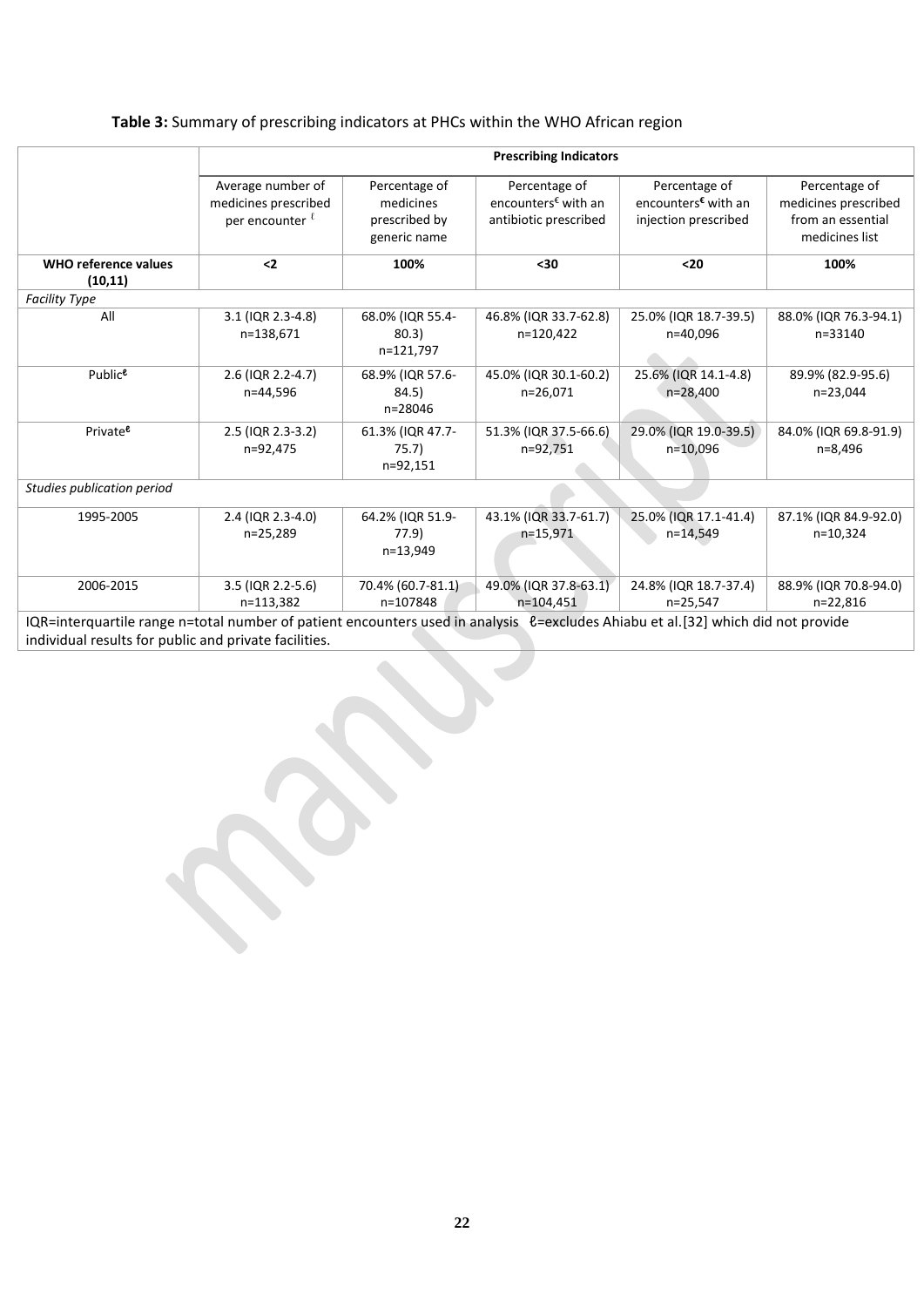**Table 3:** Summary of prescribing indicators at PHCs within the WHO African region

| | Prescribing Indicators | | | | |
|---|---|---|---|---|---|
| | Average number of medicines prescribed per encounter [ℓ] | Percentage of medicines prescribed by generic name | Percentage of encounters[€] with an antibiotic prescribed | Percentage of encounters[€] with an injection prescribed | Percentage of medicines prescribed from an essential medicines list |
| **WHO reference values (10,11)** | **<2** | **100%** | **<30** | **<20** | **100%** |
| *Facility Type* | | | | | |
| All | 3.1 (IQR 2.3-4.8) n=138,671 | 68.0% (IQR 55.4-80.3) n=121,797 | 46.8% (IQR 33.7-62.8) n=120,422 | 25.0% (IQR 18.7-39.5) n=40,096 | 88.0% (IQR 76.3-94.1) n=33140 |
| Public[ℓ] | 2.6 (IQR 2.2-4.7) n=44,596 | 68.9% (IQR 57.6-84.5) n=28046 | 45.0% (IQR 30.1-60.2) n=26,071 | 25.6% (IQR 14.1-4.8) n=28,400 | 89.9% (82.9-95.6) n=23,044 |
| Private[ℓ] | 2.5 (IQR 2.3-3.2) n=92,475 | 61.3% (IQR 47.7-75.7) n=92,151 | 51.3% (IQR 37.5-66.6) n=92,751 | 29.0% (IQR 19.0-39.5) n=10,096 | 84.0% (IQR 69.8-91.9) n=8,496 |
| *Studies publication period* | | | | | |
| 1995-2005 | 2.4 (IQR 2.3-4.0) n=25,289 | 64.2% (IQR 51.9-77.9) n=13,949 | 43.1% (IQR 33.7-61.7) n=15,971 | 25.0% (IQR 17.1-41.4) n=14,549 | 87.1% (IQR 84.9-92.0) n=10,324 |
| 2006-2015 | 3.5 (IQR 2.2-5.6) n=113,382 | 70.4% (60.7-81.1) n=107848 | 49.0% (IQR 37.8-63.1) n=104,451 | 24.8% (IQR 18.7-37.4) n=25,547 | 88.9% (IQR 70.8-94.0) n=22,816 |

IQR=interquartile range n=total number of patient encounters used in analysis ℓ=excludes Ahiabu et al.[32] which did not provide individual results for public and private facilities.